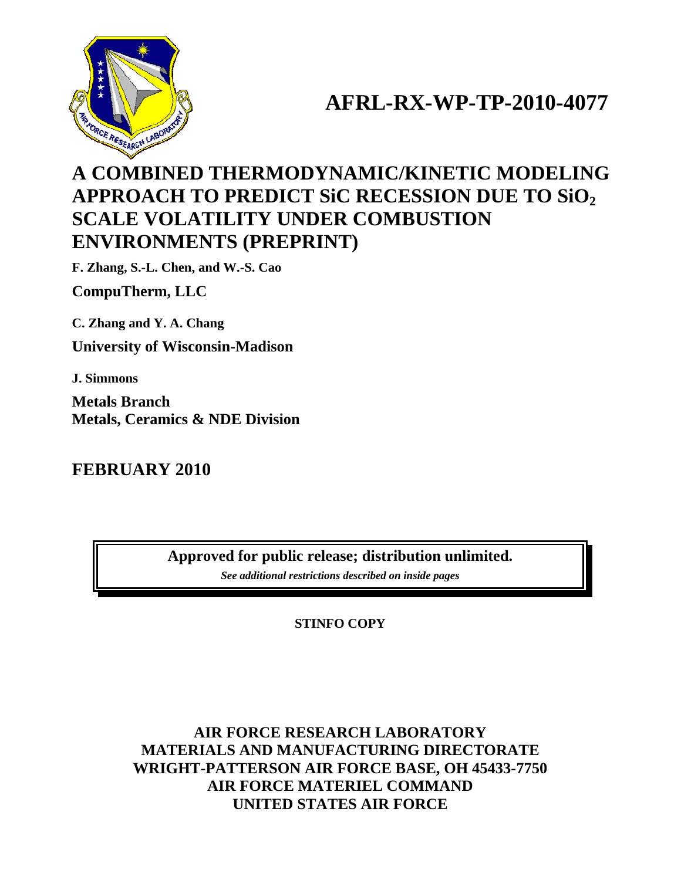# AFRL-RX-WP-TP-2010-4077

# A COMBINED THERMODYNAMIC/KINETIC MODELING APPROACH TO PREDICT SiC RECESSION DUE TO $SiO_2$ SCALE VOLATILITY UNDER COMBUSTION ENVIRONMENTS (PREPRINT)

**F. Zhang, S.-L. Chen, and W.-S. Cao**

**CompuTherm, LLC**

**C. Zhang and Y. A. Chang**

**University of Wisconsin-Madison**

**J. Simmons**

**Metals Branch**
**Metals, Ceramics & NDE Division**

## FEBRUARY 2010

**Approved for public release; distribution unlimited.**

***See additional restrictions described on inside pages***

**STINFO COPY**

**AIR FORCE RESEARCH LABORATORY**
**MATERIALS AND MANUFACTURING DIRECTORATE**
**WRIGHT-PATTERSON AIR FORCE BASE, OH 45433-7750**
**AIR FORCE MATERIEL COMMAND**
**UNITED STATES AIR FORCE**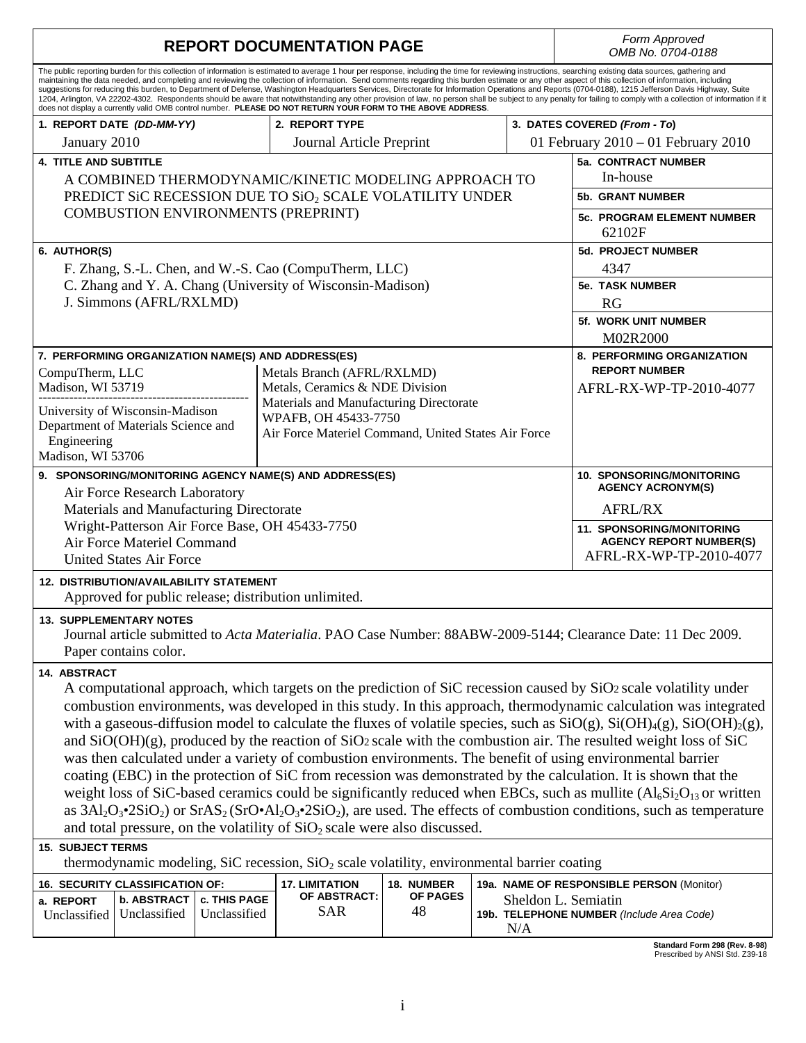# REPORT DOCUMENTATION PAGE

*Form Approved OMB No. 0704-0188*

The public reporting burden for this collection of information is estimated to average 1 hour per response, including the time for reviewing instructions, searching existing data sources, gathering and maintaining the data needed, and completing and reviewing the collection of information. Send comments regarding this burden estimate or any other aspect of this collection of information, including suggestions for reducing this burden, to Department of Defense, Washington Headquarters Services, Directorate for Information Operations and Reports (0704-0188), 1215 Jefferson Davis Highway, Suite 1204, Arlington, VA 22202-4302. Respondents should be aware that notwithstanding any other provision of law, no person shall be subject to any penalty for failing to comply with a collection of information if it does not display a currently valid OMB control number. **PLEASE DO NOT RETURN YOUR FORM TO THE ABOVE ADDRESS**.

| 1. REPORT DATE *(DD-MM-YY)* | 2. REPORT TYPE | 3. DATES COVERED *(From - To)* |
|---|---|---|
| January 2010 | Journal Article Preprint | 01 February 2010 – 01 February 2010 |

**4. TITLE AND SUBTITLE**

A COMBINED THERMODYNAMIC/KINETIC MODELING APPROACH TO PREDICT SiC RECESSION DUE TO $SiO_2$ SCALE VOLATILITY UNDER COMBUSTION ENVIRONMENTS (PREPRINT)

**5a. CONTRACT NUMBER** In-house

**5b. GRANT NUMBER**

**5c. PROGRAM ELEMENT NUMBER** 62102F

**6. AUTHOR(S)**

F. Zhang, S.-L. Chen, and W.-S. Cao (CompuTherm, LLC)
C. Zhang and Y. A. Chang (University of Wisconsin-Madison)
J. Simmons (AFRL/RXLMD)

**5d. PROJECT NUMBER** 4347

**5e. TASK NUMBER** RG

**5f. WORK UNIT NUMBER** M02R2000

**7. PERFORMING ORGANIZATION NAME(S) AND ADDRESS(ES)**

CompuTherm, LLC
Madison, WI 53719

University of Wisconsin-Madison
Department of Materials Science and Engineering
Madison, WI 53706

Metals Branch (AFRL/RXLMD)
Metals, Ceramics & NDE Division
Materials and Manufacturing Directorate
WPAFB, OH 45433-7750
Air Force Materiel Command, United States Air Force

**8. PERFORMING ORGANIZATION REPORT NUMBER** AFRL-RX-WP-TP-2010-4077

**9. SPONSORING/MONITORING AGENCY NAME(S) AND ADDRESS(ES)**

Air Force Research Laboratory
Materials and Manufacturing Directorate
Wright-Patterson Air Force Base, OH 45433-7750
Air Force Materiel Command
United States Air Force

**10. SPONSORING/MONITORING AGENCY ACRONYM(S)** AFRL/RX

**11. SPONSORING/MONITORING AGENCY REPORT NUMBER(S)** AFRL-RX-WP-TP-2010-4077

**12. DISTRIBUTION/AVAILABILITY STATEMENT**

Approved for public release; distribution unlimited.

**13. SUPPLEMENTARY NOTES**

Journal article submitted to *Acta Materialia*. PAO Case Number: 88ABW-2009-5144; Clearance Date: 11 Dec 2009. Paper contains color.

**14. ABSTRACT**

A computational approach, which targets on the prediction of SiC recession caused by $SiO_2$ scale volatility under combustion environments, was developed in this study. In this approach, thermodynamic calculation was integrated with a gaseous-diffusion model to calculate the fluxes of volatile species, such as SiO(g), $Si(OH)_4$(g), $SiO(OH)_2$(g), and SiO(OH)(g), produced by the reaction of $SiO_2$ scale with the combustion air. The resulted weight loss of SiC was then calculated under a variety of combustion environments. The benefit of using environmental barrier coating (EBC) in the protection of SiC from recession was demonstrated by the calculation. It is shown that the weight loss of SiC-based ceramics could be significantly reduced when EBCs, such as mullite ($Al_6Si_2O_{13}$ or written as $3Al_2O_3$•$2SiO_2$) or $SrAS_2$ (SrO•$Al_2O_3$•$2SiO_2$), are used. The effects of combustion conditions, such as temperature and total pressure, on the volatility of $SiO_2$ scale were also discussed.

**15. SUBJECT TERMS**

thermodynamic modeling, SiC recession, $SiO_2$ scale volatility, environmental barrier coating

| 16. SECURITY CLASSIFICATION OF: a. REPORT | b. ABSTRACT | c. THIS PAGE | 17. LIMITATION OF ABSTRACT: | 18. NUMBER OF PAGES | 19a. NAME OF RESPONSIBLE PERSON (Monitor) |
|---|---|---|---|---|---|
| Unclassified | Unclassified | Unclassified | SAR | 48 | Sheldon L. Semiatin |
| | | | | | **19b. TELEPHONE NUMBER** *(Include Area Code)* N/A |

Standard Form 298 (Rev. 8-98)
Prescribed by ANSI Std. Z39-18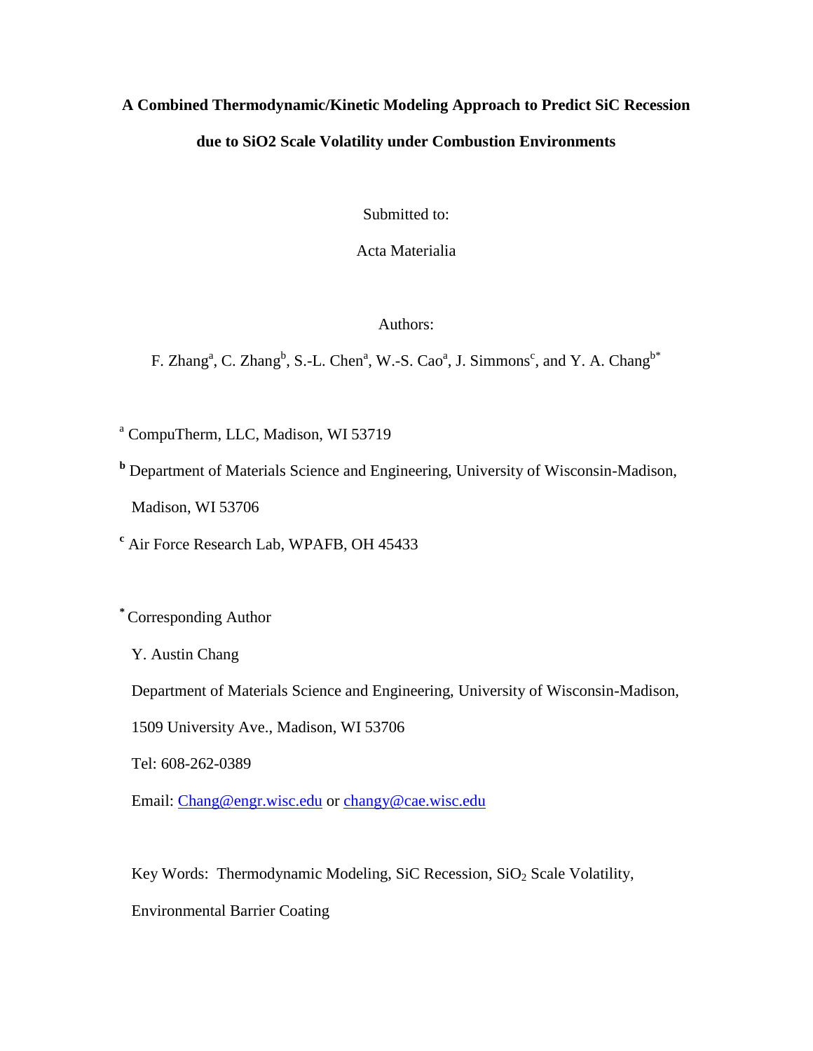# A Combined Thermodynamic/Kinetic Modeling Approach to Predict SiC Recession due to SiO2 Scale Volatility under Combustion Environments

Submitted to:

Acta Materialia

Authors:

F. Zhang[a], C. Zhang[b], S.-L. Chen[a], W.-S. Cao[a], J. Simmons[c], and Y. A. Chang[b*]

[a] CompuTherm, LLC, Madison, WI 53719

**[b]** Department of Materials Science and Engineering, University of Wisconsin-Madison, Madison, WI 53706

**[c]** Air Force Research Lab, WPAFB, OH 45433

**[*]** Corresponding Author

Y. Austin Chang

Department of Materials Science and Engineering, University of Wisconsin-Madison, 1509 University Ave., Madison, WI 53706

Tel: 608-262-0389

Email: Chang@engr.wisc.edu or changy@cae.wisc.edu

Key Words: Thermodynamic Modeling, SiC Recession, $SiO_2$ Scale Volatility, Environmental Barrier Coating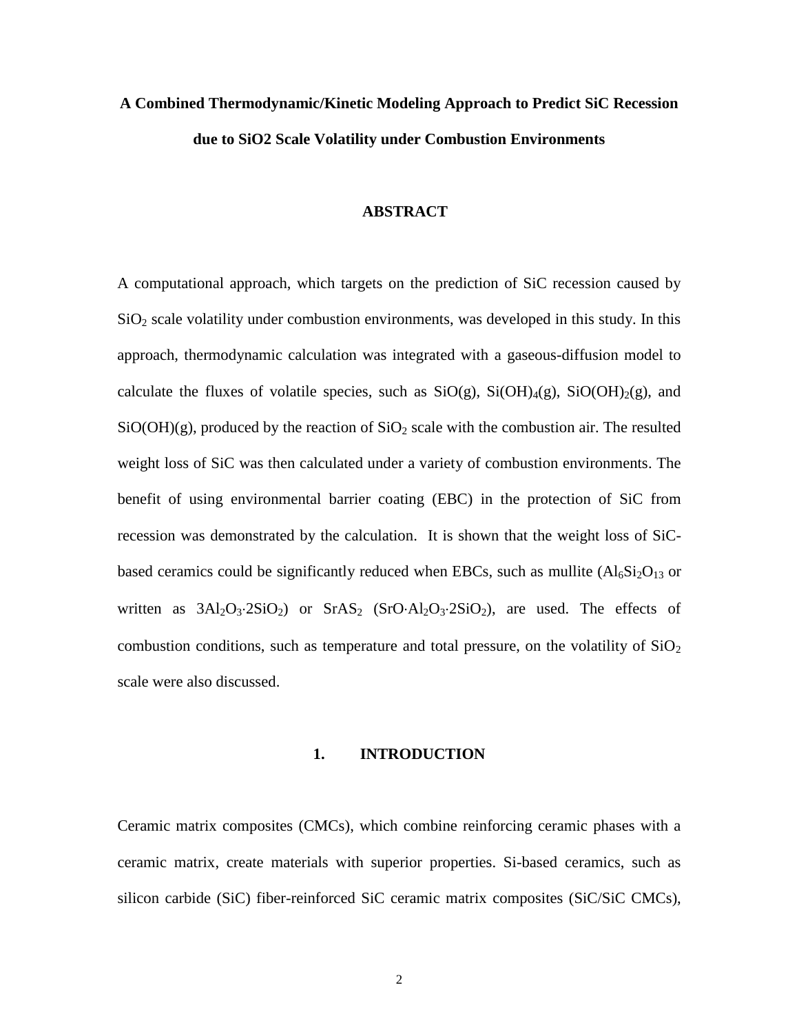# A Combined Thermodynamic/Kinetic Modeling Approach to Predict SiC Recession due to SiO2 Scale Volatility under Combustion Environments

## ABSTRACT

A computational approach, which targets on the prediction of SiC recession caused by $SiO_2$ scale volatility under combustion environments, was developed in this study. In this approach, thermodynamic calculation was integrated with a gaseous-diffusion model to calculate the fluxes of volatile species, such as SiO(g), $Si(OH)_4$(g), $SiO(OH)_2$(g), and SiO(OH)(g), produced by the reaction of $SiO_2$ scale with the combustion air. The resulted weight loss of SiC was then calculated under a variety of combustion environments. The benefit of using environmental barrier coating (EBC) in the protection of SiC from recession was demonstrated by the calculation. It is shown that the weight loss of SiC-based ceramics could be significantly reduced when EBCs, such as mullite ($Al_6Si_2O_{13}$ or written as $3Al_2O_3{\cdot}2SiO_2$) or $SrAS_2$ ($SrO{\cdot}Al_2O_3{\cdot}2SiO_2$), are used. The effects of combustion conditions, such as temperature and total pressure, on the volatility of $SiO_2$ scale were also discussed.

## 1. INTRODUCTION

Ceramic matrix composites (CMCs), which combine reinforcing ceramic phases with a ceramic matrix, create materials with superior properties. Si-based ceramics, such as silicon carbide (SiC) fiber-reinforced SiC ceramic matrix composites (SiC/SiC CMCs),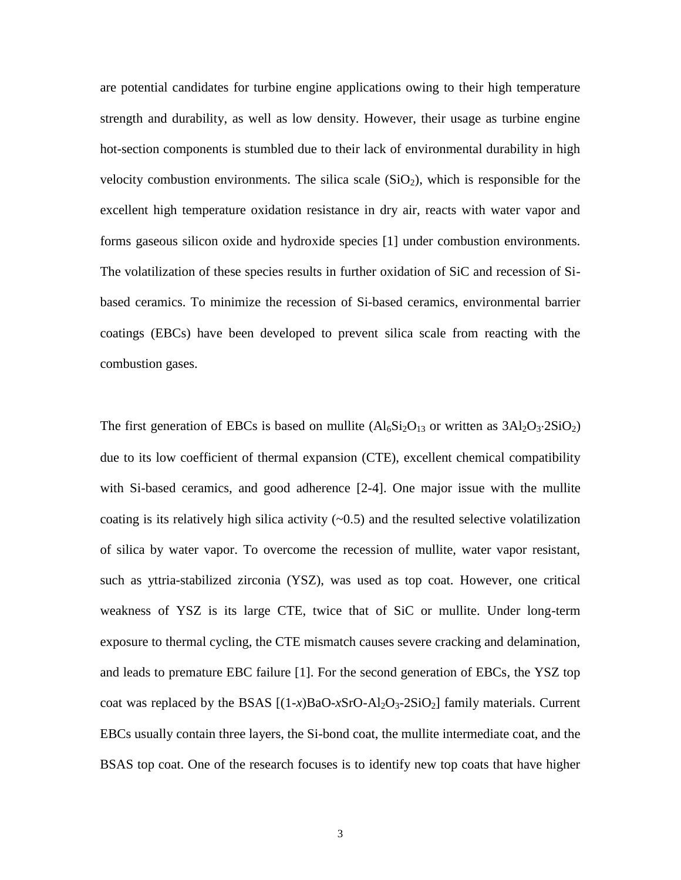are potential candidates for turbine engine applications owing to their high temperature strength and durability, as well as low density. However, their usage as turbine engine hot-section components is stumbled due to their lack of environmental durability in high velocity combustion environments. The silica scale ($SiO_2$), which is responsible for the excellent high temperature oxidation resistance in dry air, reacts with water vapor and forms gaseous silicon oxide and hydroxide species [1] under combustion environments. The volatilization of these species results in further oxidation of SiC and recession of Si-based ceramics. To minimize the recession of Si-based ceramics, environmental barrier coatings (EBCs) have been developed to prevent silica scale from reacting with the combustion gases.

The first generation of EBCs is based on mullite ($Al_6Si_2O_{13}$ or written as $3Al_2O_3 \cdot 2SiO_2$) due to its low coefficient of thermal expansion (CTE), excellent chemical compatibility with Si-based ceramics, and good adherence [2-4]. One major issue with the mullite coating is its relatively high silica activity (~0.5) and the resulted selective volatilization of silica by water vapor. To overcome the recession of mullite, water vapor resistant, such as yttria-stabilized zirconia (YSZ), was used as top coat. However, one critical weakness of YSZ is its large CTE, twice that of SiC or mullite. Under long-term exposure to thermal cycling, the CTE mismatch causes severe cracking and delamination, and leads to premature EBC failure [1]. For the second generation of EBCs, the YSZ top coat was replaced by the BSAS [$(1\text{-}x)BaO\text{-}xSrO\text{-}Al_2O_3\text{-}2SiO_2$] family materials. Current EBCs usually contain three layers, the Si-bond coat, the mullite intermediate coat, and the BSAS top coat. One of the research focuses is to identify new top coats that have higher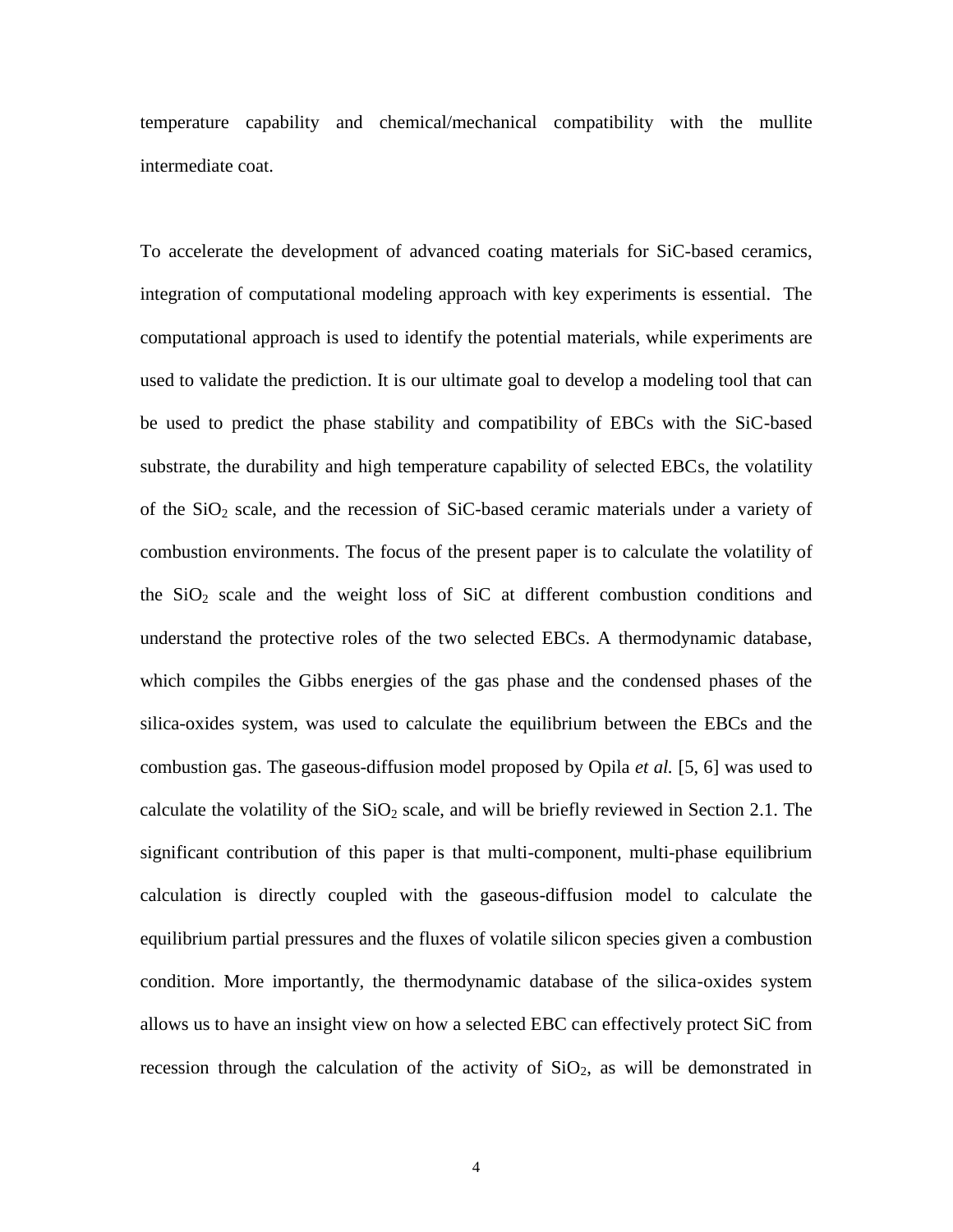temperature capability and chemical/mechanical compatibility with the mullite intermediate coat.

To accelerate the development of advanced coating materials for SiC-based ceramics, integration of computational modeling approach with key experiments is essential. The computational approach is used to identify the potential materials, while experiments are used to validate the prediction. It is our ultimate goal to develop a modeling tool that can be used to predict the phase stability and compatibility of EBCs with the SiC-based substrate, the durability and high temperature capability of selected EBCs, the volatility of the $SiO_2$ scale, and the recession of SiC-based ceramic materials under a variety of combustion environments. The focus of the present paper is to calculate the volatility of the $SiO_2$ scale and the weight loss of SiC at different combustion conditions and understand the protective roles of the two selected EBCs. A thermodynamic database, which compiles the Gibbs energies of the gas phase and the condensed phases of the silica-oxides system, was used to calculate the equilibrium between the EBCs and the combustion gas. The gaseous-diffusion model proposed by Opila *et al.* [5, 6] was used to calculate the volatility of the $SiO_2$ scale, and will be briefly reviewed in Section 2.1. The significant contribution of this paper is that multi-component, multi-phase equilibrium calculation is directly coupled with the gaseous-diffusion model to calculate the equilibrium partial pressures and the fluxes of volatile silicon species given a combustion condition. More importantly, the thermodynamic database of the silica-oxides system allows us to have an insight view on how a selected EBC can effectively protect SiC from recession through the calculation of the activity of $SiO_2$, as will be demonstrated in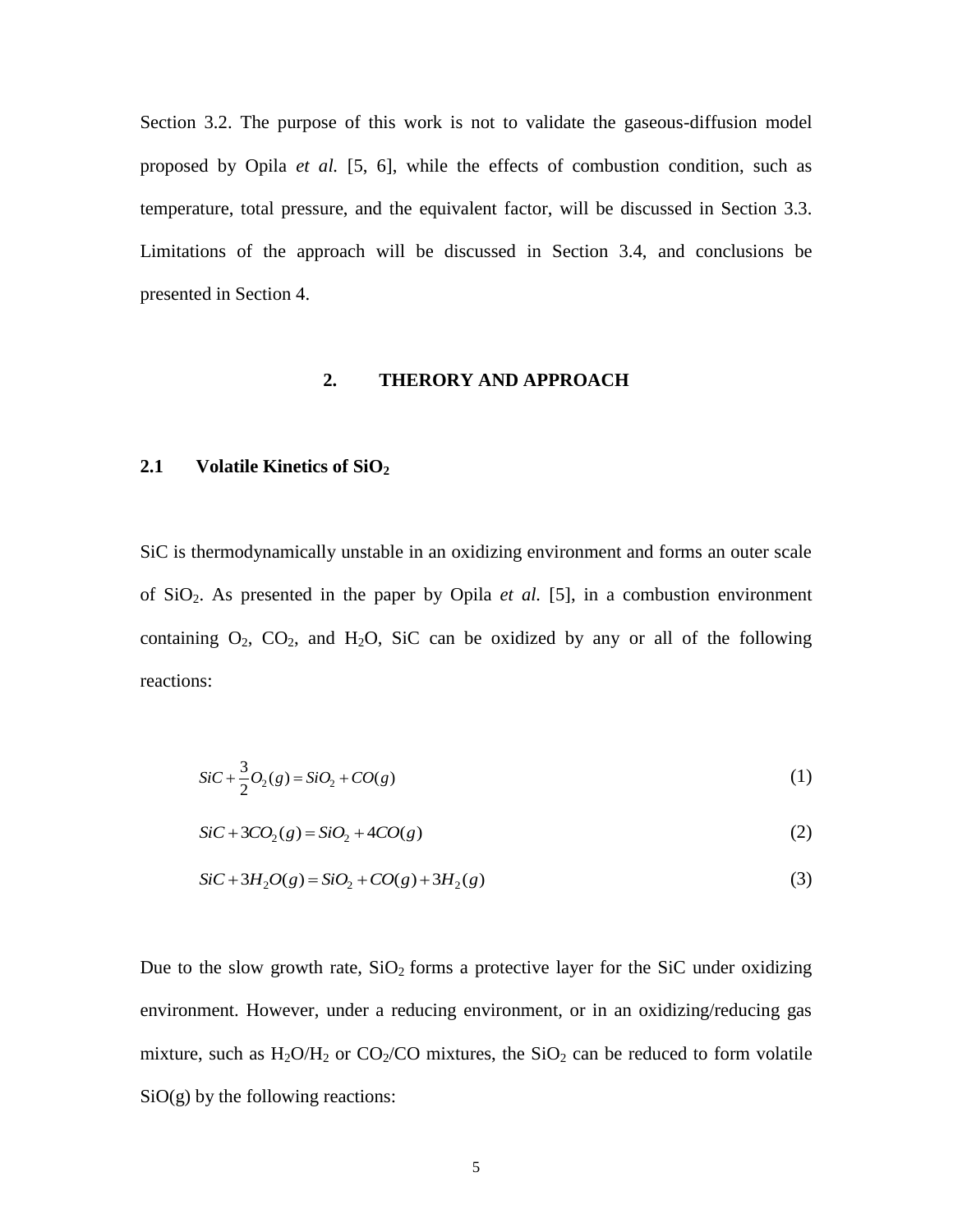Section 3.2. The purpose of this work is not to validate the gaseous-diffusion model proposed by Opila *et al.* [5, 6], while the effects of combustion condition, such as temperature, total pressure, and the equivalent factor, will be discussed in Section 3.3. Limitations of the approach will be discussed in Section 3.4, and conclusions be presented in Section 4.

## 2. THERORY AND APPROACH

### 2.1 Volatile Kinetics of $SiO_2$

SiC is thermodynamically unstable in an oxidizing environment and forms an outer scale of $SiO_2$. As presented in the paper by Opila *et al.* [5], in a combustion environment containing $O_2$, $CO_2$, and $H_2O$, SiC can be oxidized by any or all of the following reactions:

$$SiC + \frac{3}{2}O_2(g) = SiO_2 + CO(g) \tag{1}$$

$$SiC + 3CO_2(g) = SiO_2 + 4CO(g) \tag{2}$$

$$SiC + 3H_2O(g) = SiO_2 + CO(g) + 3H_2(g) \tag{3}$$

Due to the slow growth rate, $SiO_2$ forms a protective layer for the SiC under oxidizing environment. However, under a reducing environment, or in an oxidizing/reducing gas mixture, such as $H_2O/H_2$ or $CO_2/CO$ mixtures, the $SiO_2$ can be reduced to form volatile SiO(g) by the following reactions: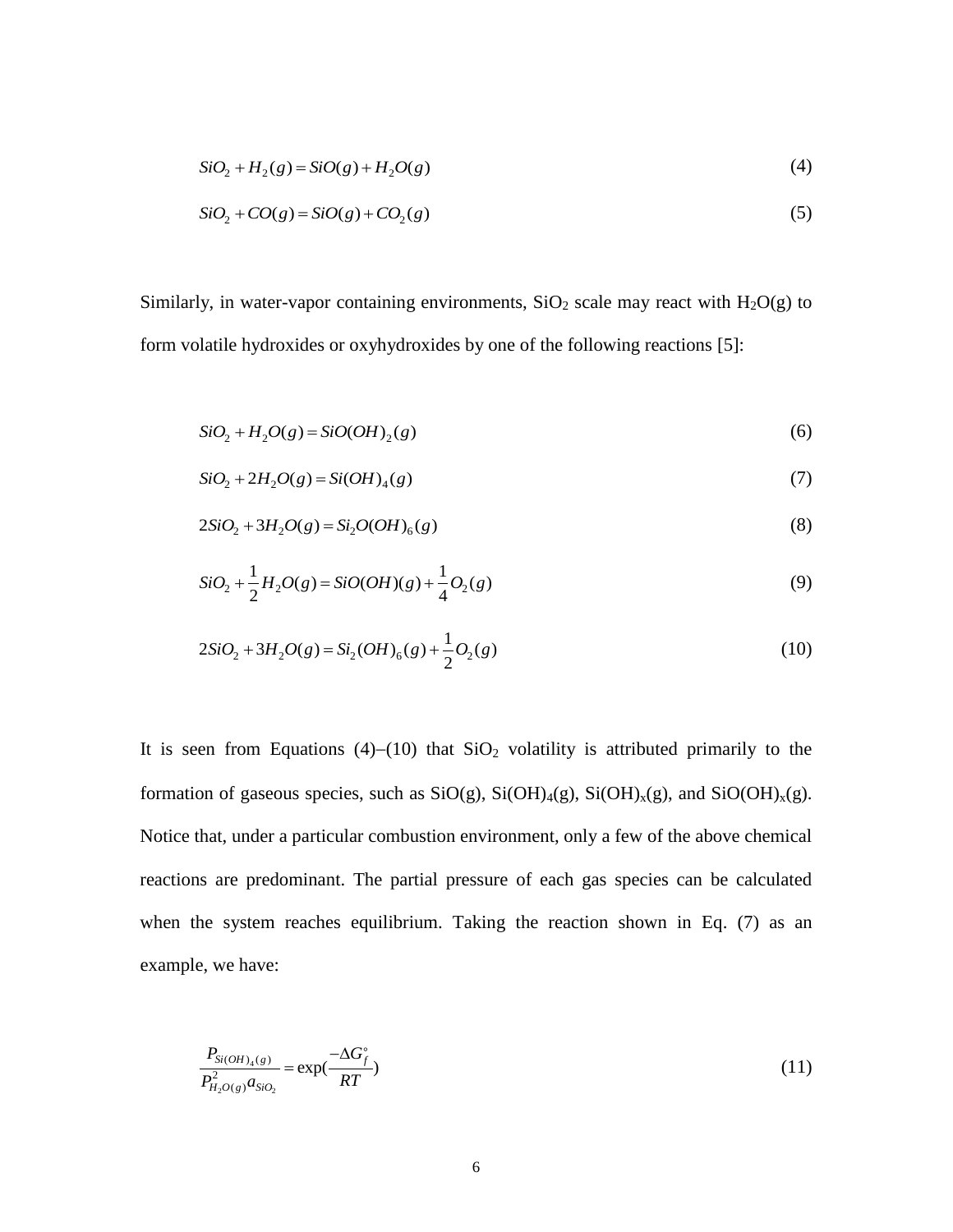$$SiO_2 + H_2(g) = SiO(g) + H_2O(g) \tag{4}$$

$$SiO_2 + CO(g) = SiO(g) + CO_2(g) \tag{5}$$

Similarly, in water-vapor containing environments, $SiO_2$ scale may react with $H_2O(g)$ to form volatile hydroxides or oxyhydroxides by one of the following reactions [5]:

$$SiO_2 + H_2O(g) = SiO(OH)_2(g) \tag{6}$$

$$SiO_2 + 2H_2O(g) = Si(OH)_4(g) \tag{7}$$

$$2SiO_2 + 3H_2O(g) = Si_2O(OH)_6(g) \tag{8}$$

$$SiO_2 + \frac{1}{2}H_2O(g) = SiO(OH)(g) + \frac{1}{4}O_2(g) \tag{9}$$

$$2SiO_2 + 3H_2O(g) = Si_2(OH)_6(g) + \frac{1}{2}O_2(g) \tag{10}$$

It is seen from Equations (4)–(10) that $SiO_2$ volatility is attributed primarily to the formation of gaseous species, such as $SiO(g)$, $Si(OH)_4(g)$, $Si(OH)_x(g)$, and $SiO(OH)_x(g)$. Notice that, under a particular combustion environment, only a few of the above chemical reactions are predominant. The partial pressure of each gas species can be calculated when the system reaches equilibrium. Taking the reaction shown in Eq. (7) as an example, we have:

$$\frac{P_{Si(OH)_4(g)}}{P^2_{H_2O(g)} a_{SiO_2}} = \exp\left(\frac{-\Delta G_f^{\circ}}{RT}\right) \tag{11}$$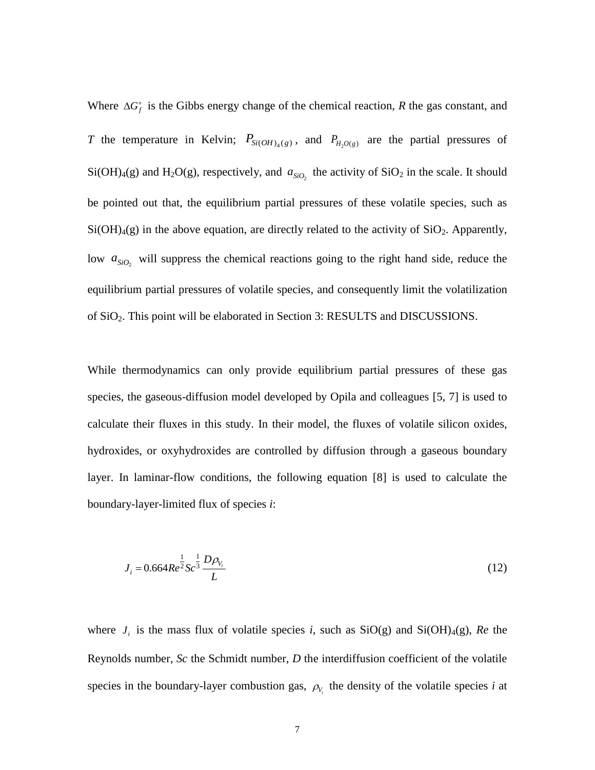Where $\Delta G_f^\circ$ is the Gibbs energy change of the chemical reaction, *R* the gas constant, and *T* the temperature in Kelvin; $P_{Si(OH)_4(g)}$, and $P_{H_2O(g)}$ are the partial pressures of $Si(OH)_4$(g) and $H_2O$(g), respectively, and $a_{SiO_2}$ the activity of $SiO_2$ in the scale. It should be pointed out that, the equilibrium partial pressures of these volatile species, such as $Si(OH)_4$(g) in the above equation, are directly related to the activity of $SiO_2$. Apparently, low $a_{SiO_2}$ will suppress the chemical reactions going to the right hand side, reduce the equilibrium partial pressures of volatile species, and consequently limit the volatilization of $SiO_2$. This point will be elaborated in Section 3: RESULTS and DISCUSSIONS.

While thermodynamics can only provide equilibrium partial pressures of these gas species, the gaseous-diffusion model developed by Opila and colleagues [5, 7] is used to calculate their fluxes in this study. In their model, the fluxes of volatile silicon oxides, hydroxides, or oxyhydroxides are controlled by diffusion through a gaseous boundary layer. In laminar-flow conditions, the following equation [8] is used to calculate the boundary-layer-limited flux of species *i*:

$$J_i = 0.664 Re^{\frac{1}{2}} Sc^{\frac{1}{3}} \frac{D\rho_{V_i}}{L} \tag{12}$$

where $J_i$ is the mass flux of volatile species *i*, such as SiO(g) and $Si(OH)_4$(g), *Re* the Reynolds number, *Sc* the Schmidt number, *D* the interdiffusion coefficient of the volatile species in the boundary-layer combustion gas, $\rho_{V_i}$ the density of the volatile species *i* at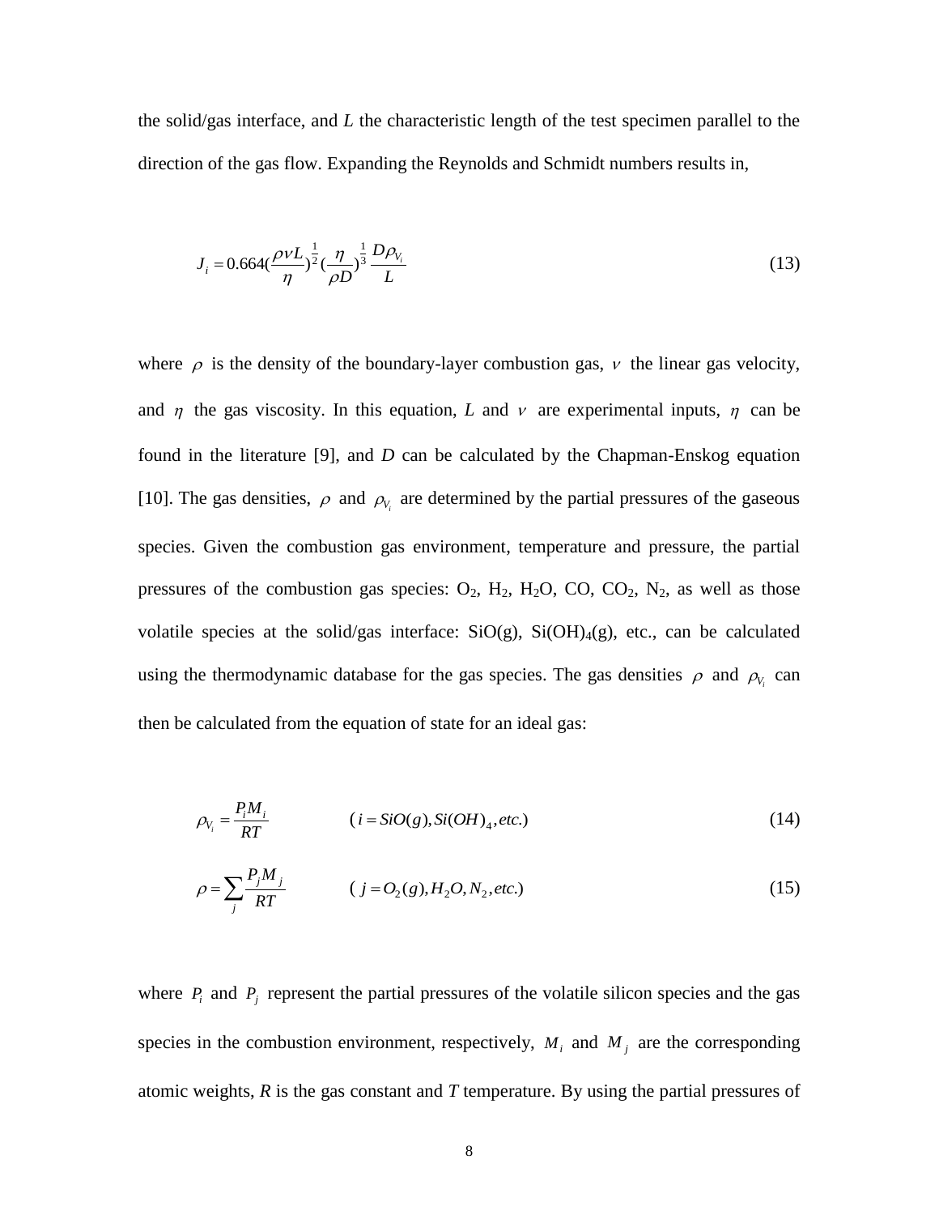the solid/gas interface, and $L$ the characteristic length of the test specimen parallel to the direction of the gas flow. Expanding the Reynolds and Schmidt numbers results in,

$$J_i = 0.664(\frac{\rho \nu L}{\eta})^{\frac{1}{2}} (\frac{\eta}{\rho D})^{\frac{1}{3}} \frac{D \rho_{V_i}}{L} \tag{13}$$

where $\rho$ is the density of the boundary-layer combustion gas, $\nu$ the linear gas velocity, and $\eta$ the gas viscosity. In this equation, $L$ and $\nu$ are experimental inputs, $\eta$ can be found in the literature [9], and $D$ can be calculated by the Chapman-Enskog equation [10]. The gas densities, $\rho$ and $\rho_{V_i}$ are determined by the partial pressures of the gaseous species. Given the combustion gas environment, temperature and pressure, the partial pressures of the combustion gas species: $O_2$, $H_2$, $H_2O$, CO, $CO_2$, $N_2$, as well as those volatile species at the solid/gas interface: SiO(g), $Si(OH)_4$(g), etc., can be calculated using the thermodynamic database for the gas species. The gas densities $\rho$ and $\rho_{V_i}$ can then be calculated from the equation of state for an ideal gas:

$$\rho_{V_i} = \frac{P_i M_i}{RT} \qquad (i = SiO(g), Si(OH)_4, etc.) \tag{14}$$

$$\rho = \sum_j \frac{P_j M_j}{RT} \qquad (j = O_2(g), H_2O, N_2, etc.) \tag{15}$$

where $P_i$ and $P_j$ represent the partial pressures of the volatile silicon species and the gas species in the combustion environment, respectively, $M_i$ and $M_j$ are the corresponding atomic weights, $R$ is the gas constant and $T$ temperature. By using the partial pressures of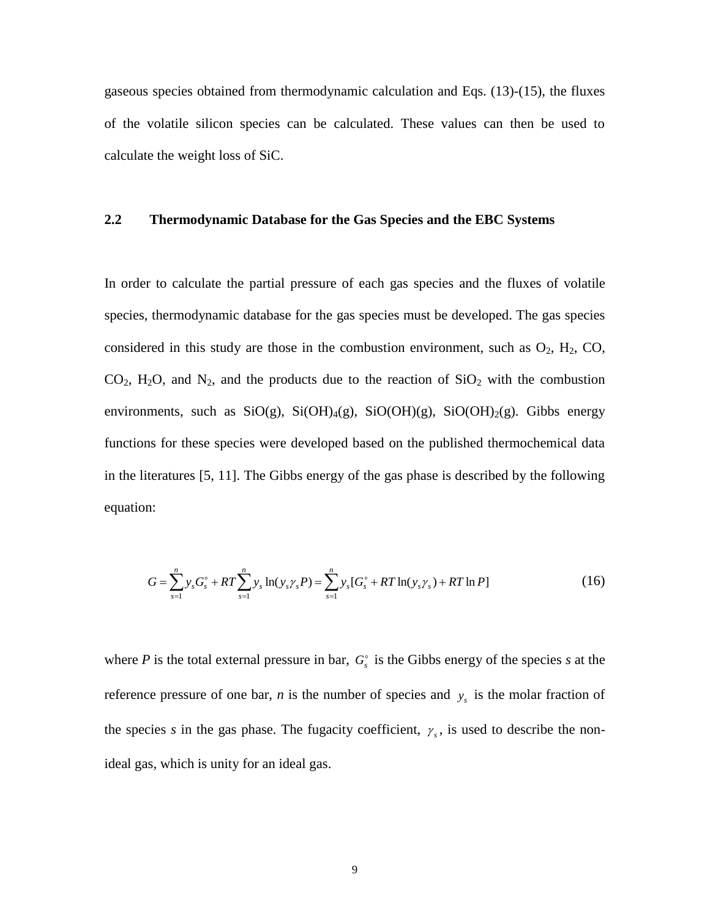gaseous species obtained from thermodynamic calculation and Eqs. (13)-(15), the fluxes of the volatile silicon species can be calculated. These values can then be used to calculate the weight loss of SiC.

### 2.2 Thermodynamic Database for the Gas Species and the EBC Systems

In order to calculate the partial pressure of each gas species and the fluxes of volatile species, thermodynamic database for the gas species must be developed. The gas species considered in this study are those in the combustion environment, such as $O_2$, $H_2$, CO, $CO_2$, $H_2O$, and $N_2$, and the products due to the reaction of $SiO_2$ with the combustion environments, such as SiO(g), $Si(OH)_4$(g), SiO(OH)(g), $SiO(OH)_2$(g). Gibbs energy functions for these species were developed based on the published thermochemical data in the literatures [5, 11]. The Gibbs energy of the gas phase is described by the following equation:

$$G = \sum_{s=1}^{n} y_s G_s^\circ + RT \sum_{s=1}^{n} y_s \ln(y_s \gamma_s P) = \sum_{s=1}^{n} y_s [G_s^\circ + RT \ln(y_s \gamma_s) + RT \ln P] \tag{16}$$

where $P$ is the total external pressure in bar, $G_s^\circ$ is the Gibbs energy of the species $s$ at the reference pressure of one bar, $n$ is the number of species and $y_s$ is the molar fraction of the species $s$ in the gas phase. The fugacity coefficient, $\gamma_s$, is used to describe the non-ideal gas, which is unity for an ideal gas.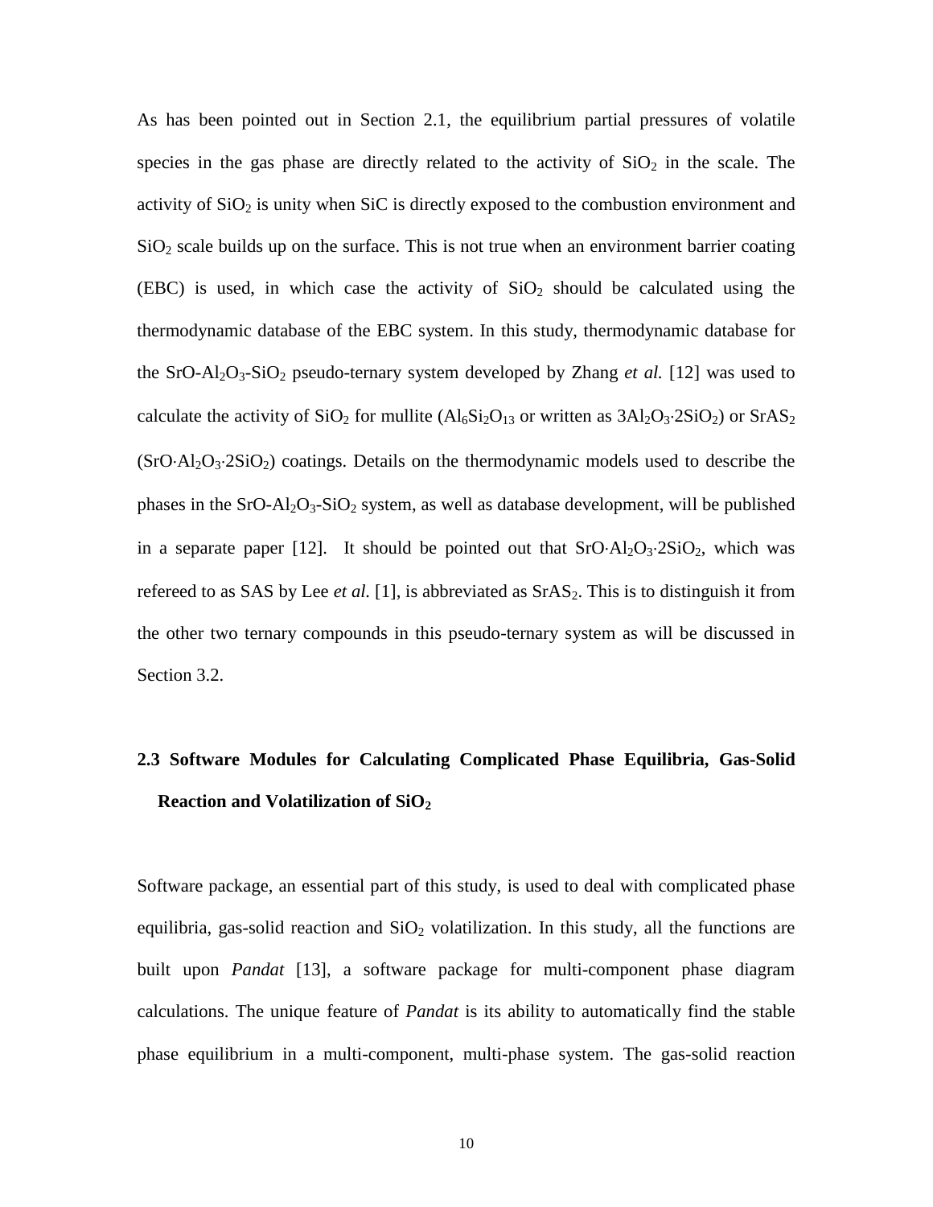As has been pointed out in Section 2.1, the equilibrium partial pressures of volatile species in the gas phase are directly related to the activity of $SiO_2$ in the scale. The activity of $SiO_2$ is unity when SiC is directly exposed to the combustion environment and $SiO_2$ scale builds up on the surface. This is not true when an environment barrier coating (EBC) is used, in which case the activity of $SiO_2$ should be calculated using the thermodynamic database of the EBC system. In this study, thermodynamic database for the $SrO$-$Al_2O_3$-$SiO_2$ pseudo-ternary system developed by Zhang *et al.* [12] was used to calculate the activity of $SiO_2$ for mullite ($Al_6Si_2O_{13}$ or written as $3Al_2O_3{\cdot}2SiO_2$) or $SrAS_2$ ($SrO{\cdot}Al_2O_3{\cdot}2SiO_2$) coatings. Details on the thermodynamic models used to describe the phases in the $SrO$-$Al_2O_3$-$SiO_2$ system, as well as database development, will be published in a separate paper [12]. It should be pointed out that $SrO{\cdot}Al_2O_3{\cdot}2SiO_2$, which was refereed to as SAS by Lee *et al.* [1], is abbreviated as $SrAS_2$. This is to distinguish it from the other two ternary compounds in this pseudo-ternary system as will be discussed in Section 3.2.

### 2.3 Software Modules for Calculating Complicated Phase Equilibria, Gas-Solid Reaction and Volatilization of $SiO_2$

Software package, an essential part of this study, is used to deal with complicated phase equilibria, gas-solid reaction and $SiO_2$ volatilization. In this study, all the functions are built upon *Pandat* [13], a software package for multi-component phase diagram calculations. The unique feature of *Pandat* is its ability to automatically find the stable phase equilibrium in a multi-component, multi-phase system. The gas-solid reaction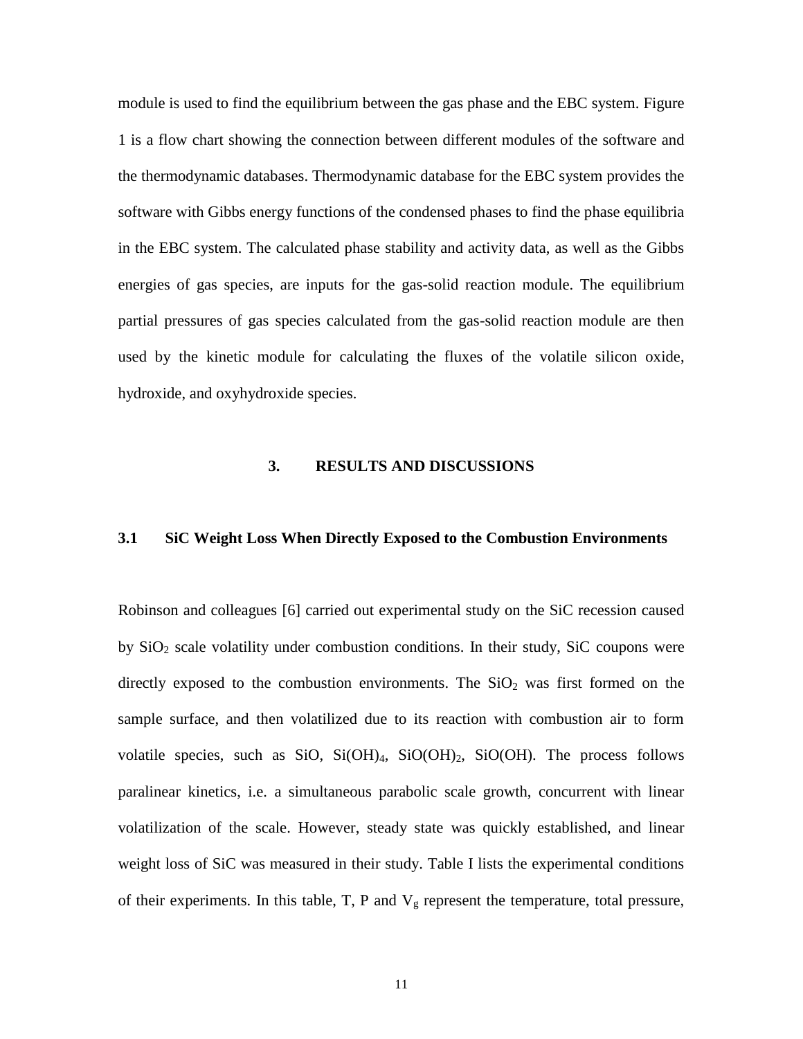module is used to find the equilibrium between the gas phase and the EBC system. Figure 1 is a flow chart showing the connection between different modules of the software and the thermodynamic databases. Thermodynamic database for the EBC system provides the software with Gibbs energy functions of the condensed phases to find the phase equilibria in the EBC system. The calculated phase stability and activity data, as well as the Gibbs energies of gas species, are inputs for the gas-solid reaction module. The equilibrium partial pressures of gas species calculated from the gas-solid reaction module are then used by the kinetic module for calculating the fluxes of the volatile silicon oxide, hydroxide, and oxyhydroxide species.

## 3. RESULTS AND DISCUSSIONS

### 3.1 SiC Weight Loss When Directly Exposed to the Combustion Environments

Robinson and colleagues [6] carried out experimental study on the SiC recession caused by $SiO_2$ scale volatility under combustion conditions. In their study, SiC coupons were directly exposed to the combustion environments. The $SiO_2$ was first formed on the sample surface, and then volatilized due to its reaction with combustion air to form volatile species, such as SiO, $Si(OH)_4$, $SiO(OH)_2$, SiO(OH). The process follows paralinear kinetics, i.e. a simultaneous parabolic scale growth, concurrent with linear volatilization of the scale. However, steady state was quickly established, and linear weight loss of SiC was measured in their study. Table I lists the experimental conditions of their experiments. In this table, T, P and $V_g$ represent the temperature, total pressure,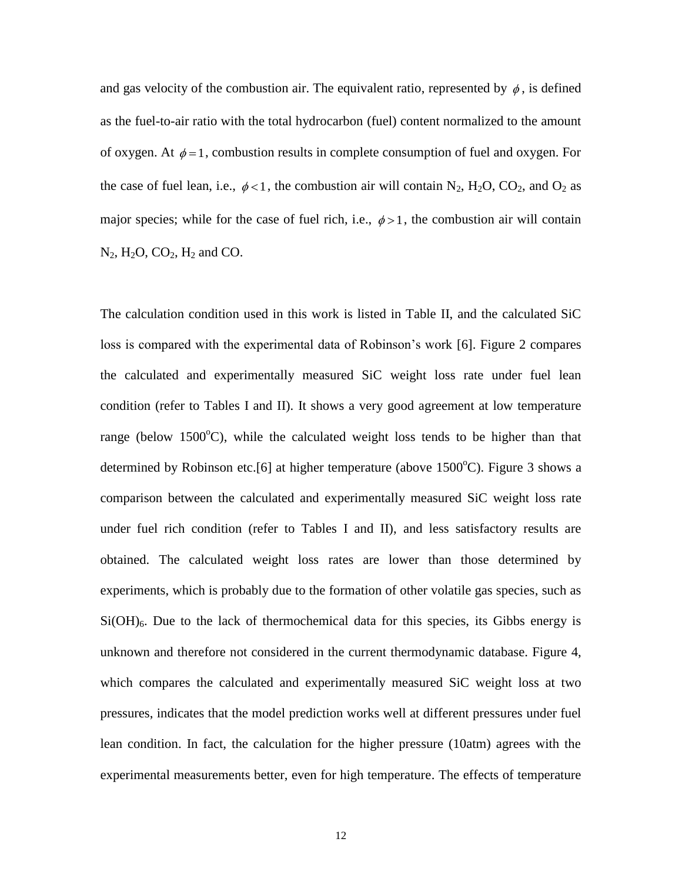and gas velocity of the combustion air. The equivalent ratio, represented by $\phi$, is defined as the fuel-to-air ratio with the total hydrocarbon (fuel) content normalized to the amount of oxygen. At $\phi = 1$, combustion results in complete consumption of fuel and oxygen. For the case of fuel lean, i.e., $\phi < 1$, the combustion air will contain $N_2$, $H_2O$, $CO_2$, and $O_2$ as major species; while for the case of fuel rich, i.e., $\phi > 1$, the combustion air will contain $N_2$, $H_2O$, $CO_2$, $H_2$ and CO.

The calculation condition used in this work is listed in Table II, and the calculated SiC loss is compared with the experimental data of Robinson's work [6]. Figure 2 compares the calculated and experimentally measured SiC weight loss rate under fuel lean condition (refer to Tables I and II). It shows a very good agreement at low temperature range (below 1500$^o$C), while the calculated weight loss tends to be higher than that determined by Robinson etc.[6] at higher temperature (above 1500$^o$C). Figure 3 shows a comparison between the calculated and experimentally measured SiC weight loss rate under fuel rich condition (refer to Tables I and II), and less satisfactory results are obtained. The calculated weight loss rates are lower than those determined by experiments, which is probably due to the formation of other volatile gas species, such as $Si(OH)_6$. Due to the lack of thermochemical data for this species, its Gibbs energy is unknown and therefore not considered in the current thermodynamic database. Figure 4, which compares the calculated and experimentally measured SiC weight loss at two pressures, indicates that the model prediction works well at different pressures under fuel lean condition. In fact, the calculation for the higher pressure (10atm) agrees with the experimental measurements better, even for high temperature. The effects of temperature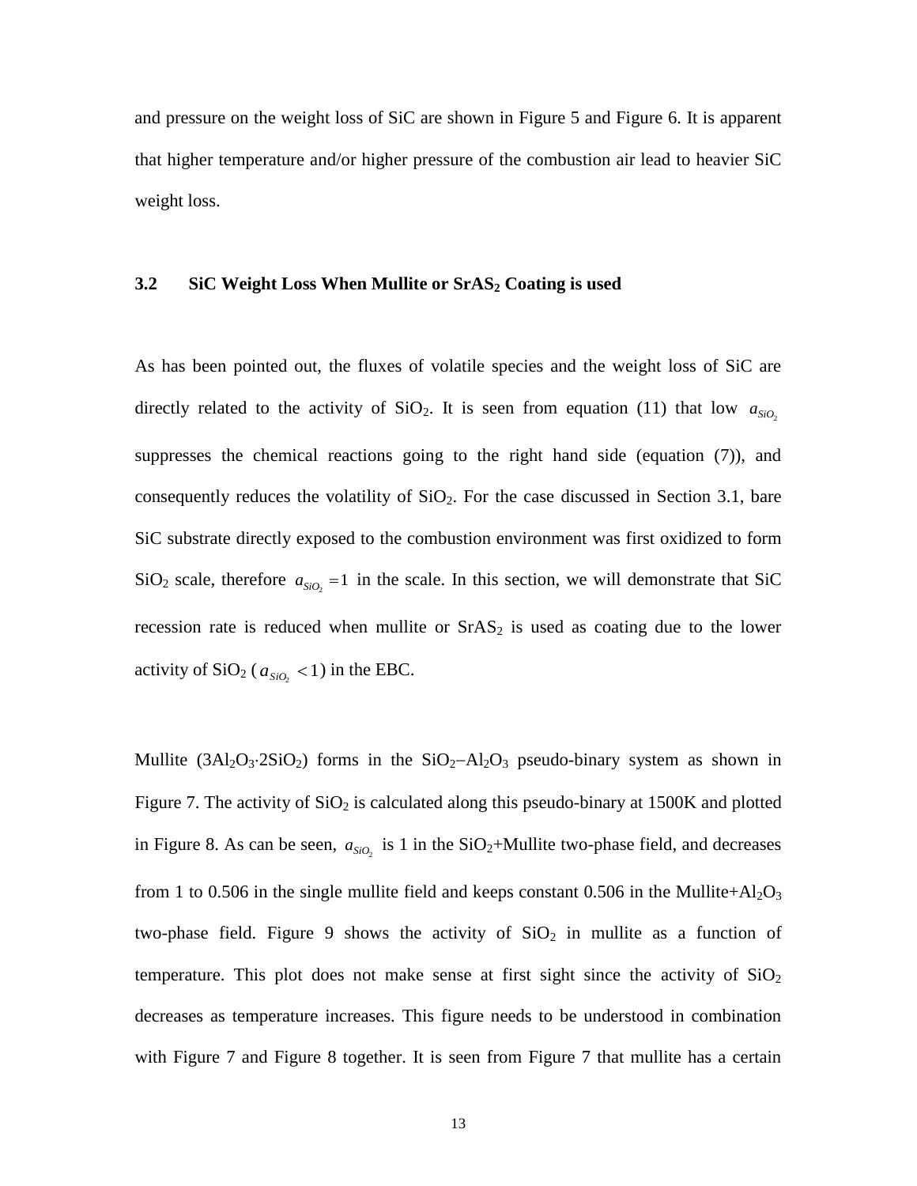and pressure on the weight loss of SiC are shown in Figure 5 and Figure 6. It is apparent that higher temperature and/or higher pressure of the combustion air lead to heavier SiC weight loss.

### 3.2 SiC Weight Loss When Mullite or $SrAS_2$ Coating is used

As has been pointed out, the fluxes of volatile species and the weight loss of SiC are directly related to the activity of $SiO_2$. It is seen from equation (11) that low $a_{SiO_2}$ suppresses the chemical reactions going to the right hand side (equation (7)), and consequently reduces the volatility of $SiO_2$. For the case discussed in Section 3.1, bare SiC substrate directly exposed to the combustion environment was first oxidized to form $SiO_2$ scale, therefore $a_{SiO_2} = 1$ in the scale. In this section, we will demonstrate that SiC recession rate is reduced when mullite or $SrAS_2$ is used as coating due to the lower activity of $SiO_2$ ($a_{SiO_2} < 1$) in the EBC.

Mullite ($3Al_2O_3 \cdot 2SiO_2$) forms in the $SiO_2$–$Al_2O_3$ pseudo-binary system as shown in Figure 7. The activity of $SiO_2$ is calculated along this pseudo-binary at 1500K and plotted in Figure 8. As can be seen, $a_{SiO_2}$ is 1 in the $SiO_2$+Mullite two-phase field, and decreases from 1 to 0.506 in the single mullite field and keeps constant 0.506 in the Mullite+$Al_2O_3$ two-phase field. Figure 9 shows the activity of $SiO_2$ in mullite as a function of temperature. This plot does not make sense at first sight since the activity of $SiO_2$ decreases as temperature increases. This figure needs to be understood in combination with Figure 7 and Figure 8 together. It is seen from Figure 7 that mullite has a certain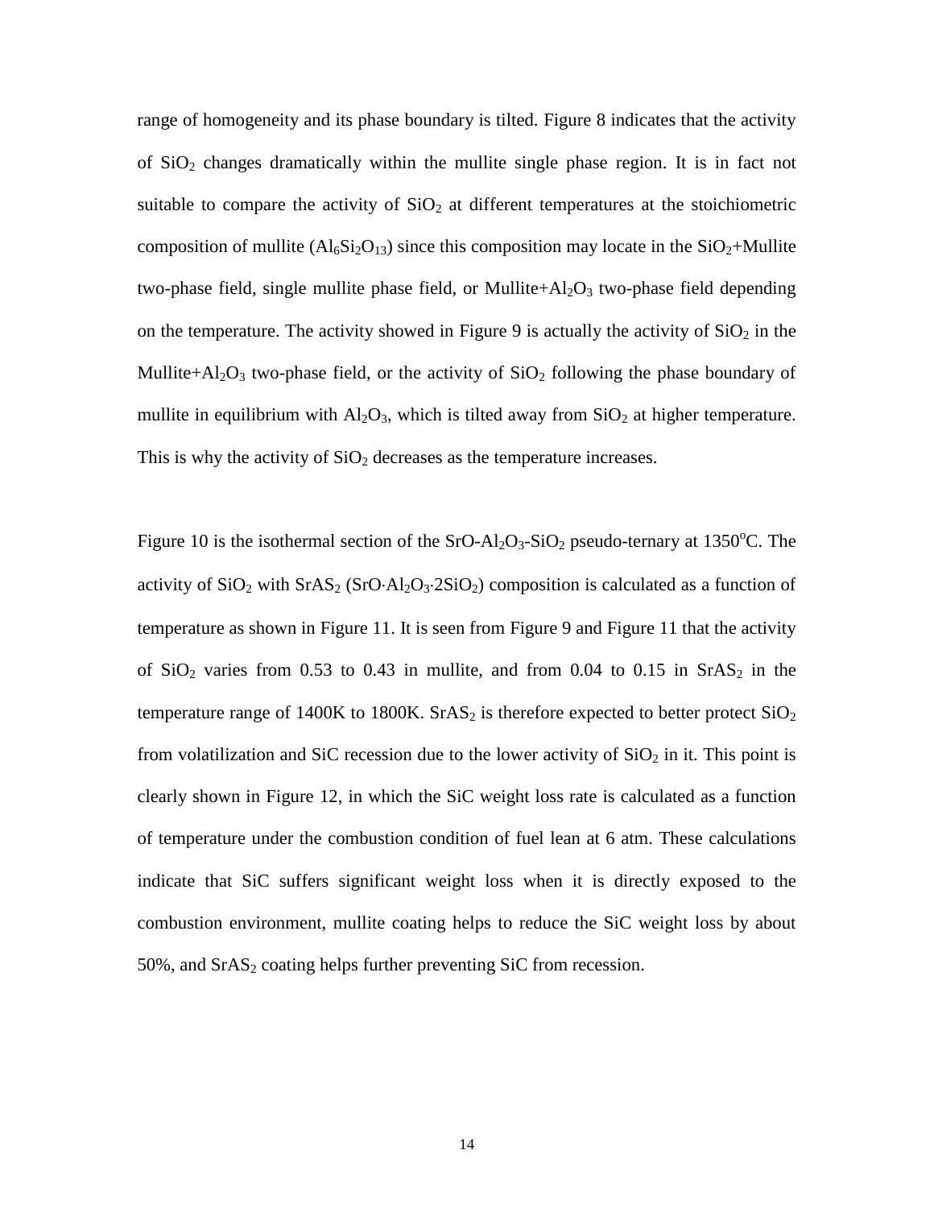range of homogeneity and its phase boundary is tilted. Figure 8 indicates that the activity of $SiO_2$ changes dramatically within the mullite single phase region. It is in fact not suitable to compare the activity of $SiO_2$ at different temperatures at the stoichiometric composition of mullite ($Al_6Si_2O_{13}$) since this composition may locate in the $SiO_2$+Mullite two-phase field, single mullite phase field, or Mullite+$Al_2O_3$ two-phase field depending on the temperature. The activity showed in Figure 9 is actually the activity of $SiO_2$ in the Mullite+$Al_2O_3$ two-phase field, or the activity of $SiO_2$ following the phase boundary of mullite in equilibrium with $Al_2O_3$, which is tilted away from $SiO_2$ at higher temperature. This is why the activity of $SiO_2$ decreases as the temperature increases.

Figure 10 is the isothermal section of the $SrO$-$Al_2O_3$-$SiO_2$ pseudo-ternary at 1350$^o$C. The activity of $SiO_2$ with $SrAS_2$ ($SrO{\cdot}Al_2O_3{\cdot}2SiO_2$) composition is calculated as a function of temperature as shown in Figure 11. It is seen from Figure 9 and Figure 11 that the activity of $SiO_2$ varies from 0.53 to 0.43 in mullite, and from 0.04 to 0.15 in $SrAS_2$ in the temperature range of 1400K to 1800K. $SrAS_2$ is therefore expected to better protect $SiO_2$ from volatilization and SiC recession due to the lower activity of $SiO_2$ in it. This point is clearly shown in Figure 12, in which the SiC weight loss rate is calculated as a function of temperature under the combustion condition of fuel lean at 6 atm. These calculations indicate that SiC suffers significant weight loss when it is directly exposed to the combustion environment, mullite coating helps to reduce the SiC weight loss by about 50%, and $SrAS_2$ coating helps further preventing SiC from recession.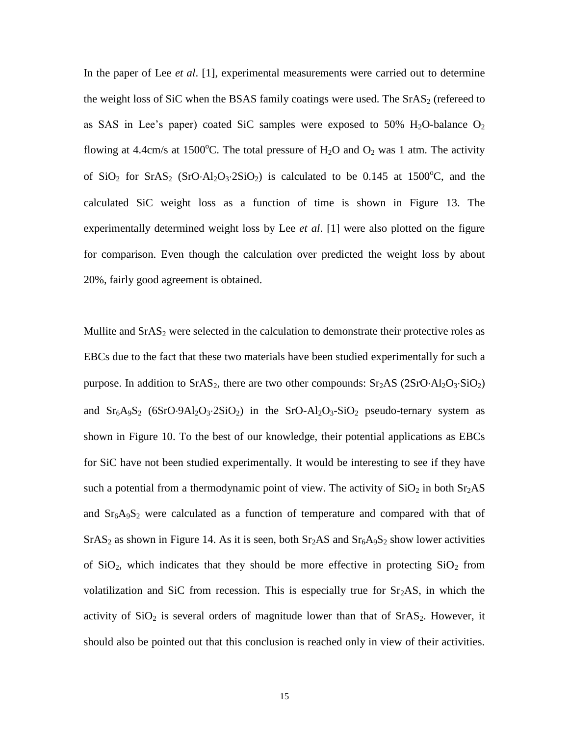In the paper of Lee *et al*. [1], experimental measurements were carried out to determine the weight loss of SiC when the BSAS family coatings were used. The $SrAS_2$ (refereed to as SAS in Lee's paper) coated SiC samples were exposed to 50% $H_2O$-balance $O_2$ flowing at 4.4cm/s at 1500°C. The total pressure of $H_2O$ and $O_2$ was 1 atm. The activity of $SiO_2$ for $SrAS_2$ ($SrO{\cdot}Al_2O_3{\cdot}2SiO_2$) is calculated to be 0.145 at 1500°C, and the calculated SiC weight loss as a function of time is shown in Figure 13. The experimentally determined weight loss by Lee *et al*. [1] were also plotted on the figure for comparison. Even though the calculation over predicted the weight loss by about 20%, fairly good agreement is obtained.

Mullite and $SrAS_2$ were selected in the calculation to demonstrate their protective roles as EBCs due to the fact that these two materials have been studied experimentally for such a purpose. In addition to $SrAS_2$, there are two other compounds: $Sr_2AS$ ($2SrO{\cdot}Al_2O_3{\cdot}SiO_2$) and $Sr_6A_9S_2$ ($6SrO{\cdot}9Al_2O_3{\cdot}2SiO_2$) in the $SrO$-$Al_2O_3$-$SiO_2$ pseudo-ternary system as shown in Figure 10. To the best of our knowledge, their potential applications as EBCs for SiC have not been studied experimentally. It would be interesting to see if they have such a potential from a thermodynamic point of view. The activity of $SiO_2$ in both $Sr_2AS$ and $Sr_6A_9S_2$ were calculated as a function of temperature and compared with that of $SrAS_2$ as shown in Figure 14. As it is seen, both $Sr_2AS$ and $Sr_6A_9S_2$ show lower activities of $SiO_2$, which indicates that they should be more effective in protecting $SiO_2$ from volatilization and SiC from recession. This is especially true for $Sr_2AS$, in which the activity of $SiO_2$ is several orders of magnitude lower than that of $SrAS_2$. However, it should also be pointed out that this conclusion is reached only in view of their activities.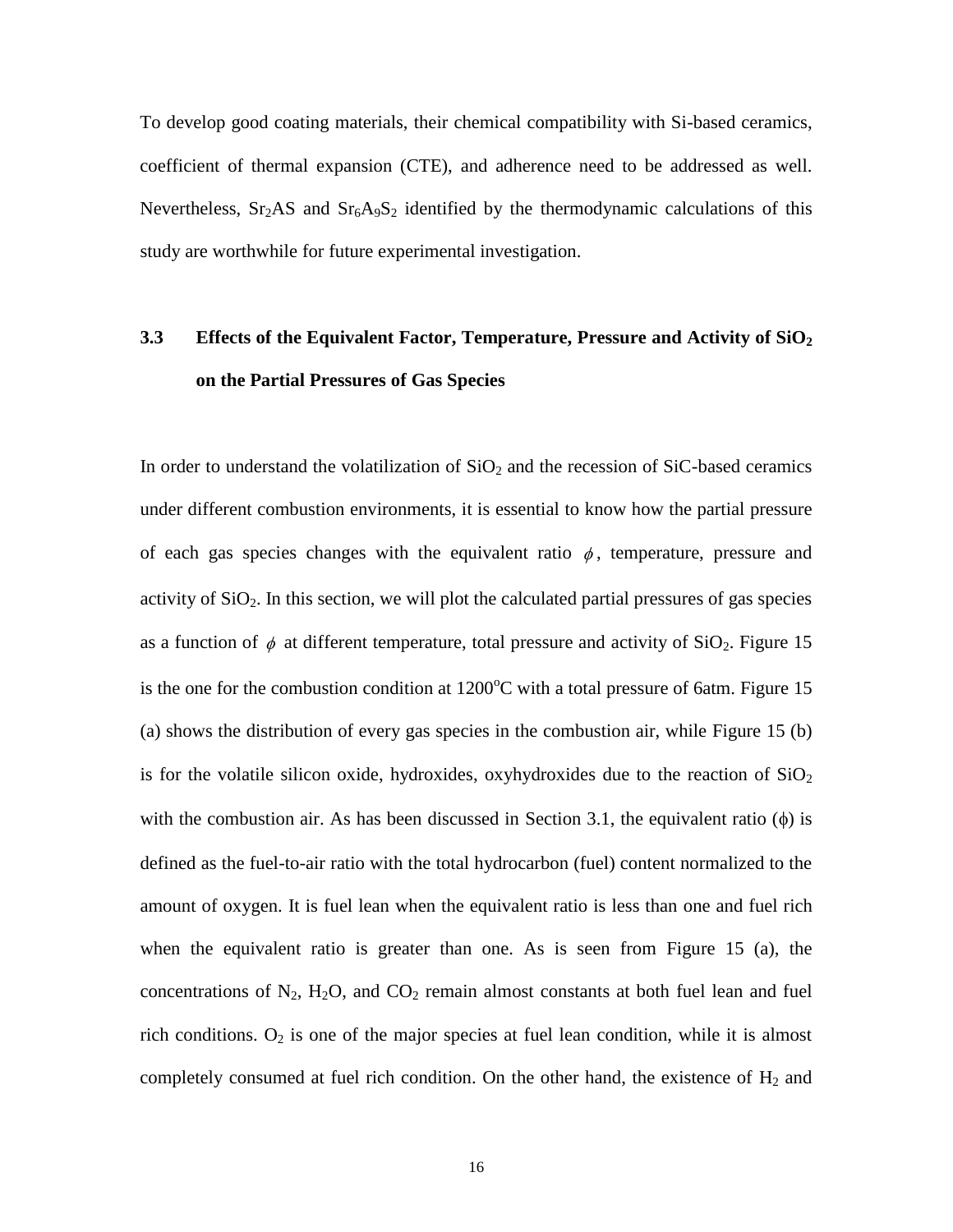To develop good coating materials, their chemical compatibility with Si-based ceramics, coefficient of thermal expansion (CTE), and adherence need to be addressed as well. Nevertheless, $Sr_2AS$ and $Sr_6A_9S_2$ identified by the thermodynamic calculations of this study are worthwhile for future experimental investigation.

### 3.3 Effects of the Equivalent Factor, Temperature, Pressure and Activity of $SiO_2$ on the Partial Pressures of Gas Species

In order to understand the volatilization of $SiO_2$ and the recession of SiC-based ceramics under different combustion environments, it is essential to know how the partial pressure of each gas species changes with the equivalent ratio $\phi$, temperature, pressure and activity of $SiO_2$. In this section, we will plot the calculated partial pressures of gas species as a function of $\phi$ at different temperature, total pressure and activity of $SiO_2$. Figure 15 is the one for the combustion condition at 1200$^o$C with a total pressure of 6atm. Figure 15 (a) shows the distribution of every gas species in the combustion air, while Figure 15 (b) is for the volatile silicon oxide, hydroxides, oxyhydroxides due to the reaction of $SiO_2$ with the combustion air. As has been discussed in Section 3.1, the equivalent ratio ($\phi$) is defined as the fuel-to-air ratio with the total hydrocarbon (fuel) content normalized to the amount of oxygen. It is fuel lean when the equivalent ratio is less than one and fuel rich when the equivalent ratio is greater than one. As is seen from Figure 15 (a), the concentrations of $N_2$, $H_2O$, and $CO_2$ remain almost constants at both fuel lean and fuel rich conditions. $O_2$ is one of the major species at fuel lean condition, while it is almost completely consumed at fuel rich condition. On the other hand, the existence of $H_2$ and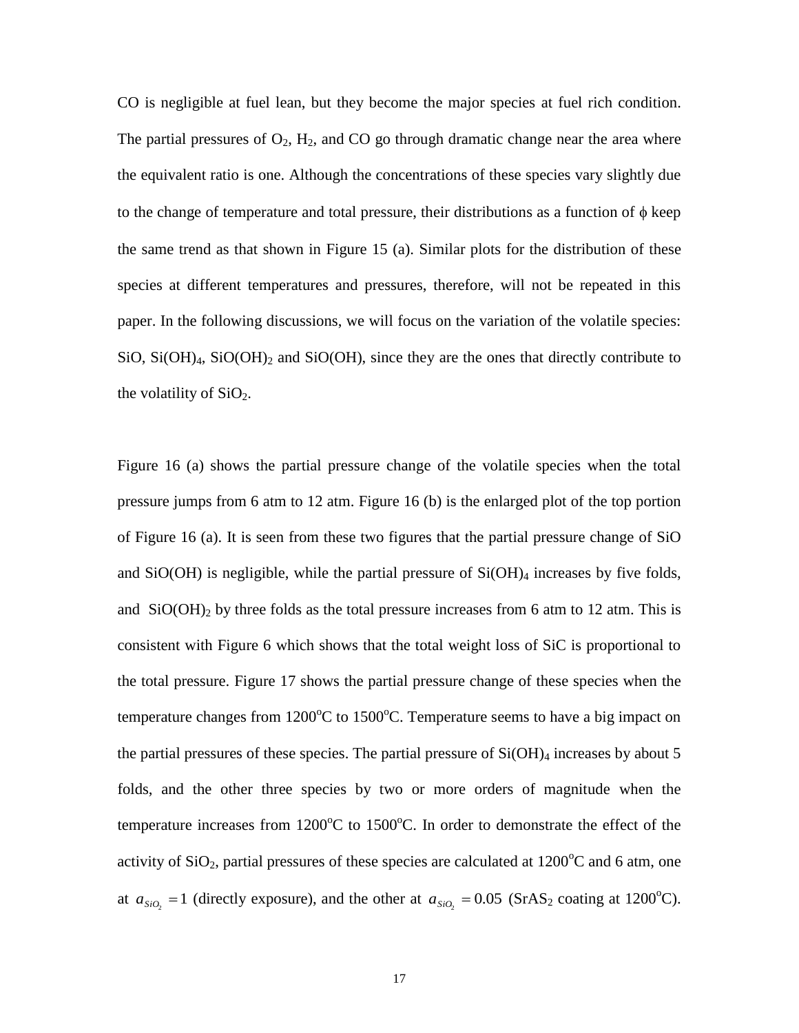CO is negligible at fuel lean, but they become the major species at fuel rich condition. The partial pressures of $O_2$, $H_2$, and CO go through dramatic change near the area where the equivalent ratio is one. Although the concentrations of these species vary slightly due to the change of temperature and total pressure, their distributions as a function of $\phi$ keep the same trend as that shown in Figure 15 (a). Similar plots for the distribution of these species at different temperatures and pressures, therefore, will not be repeated in this paper. In the following discussions, we will focus on the variation of the volatile species: SiO, $Si(OH)_4$, $SiO(OH)_2$ and SiO(OH), since they are the ones that directly contribute to the volatility of $SiO_2$.

Figure 16 (a) shows the partial pressure change of the volatile species when the total pressure jumps from 6 atm to 12 atm. Figure 16 (b) is the enlarged plot of the top portion of Figure 16 (a). It is seen from these two figures that the partial pressure change of SiO and SiO(OH) is negligible, while the partial pressure of $Si(OH)_4$ increases by five folds, and $SiO(OH)_2$ by three folds as the total pressure increases from 6 atm to 12 atm. This is consistent with Figure 6 which shows that the total weight loss of SiC is proportional to the total pressure. Figure 17 shows the partial pressure change of these species when the temperature changes from 1200$^o$C to 1500$^o$C. Temperature seems to have a big impact on the partial pressures of these species. The partial pressure of $Si(OH)_4$ increases by about 5 folds, and the other three species by two or more orders of magnitude when the temperature increases from 1200$^o$C to 1500$^o$C. In order to demonstrate the effect of the activity of $SiO_2$, partial pressures of these species are calculated at 1200$^o$C and 6 atm, one at $a_{SiO_2} = 1$ (directly exposure), and the other at $a_{SiO_2} = 0.05$ ($SrAS_2$ coating at 1200$^o$C).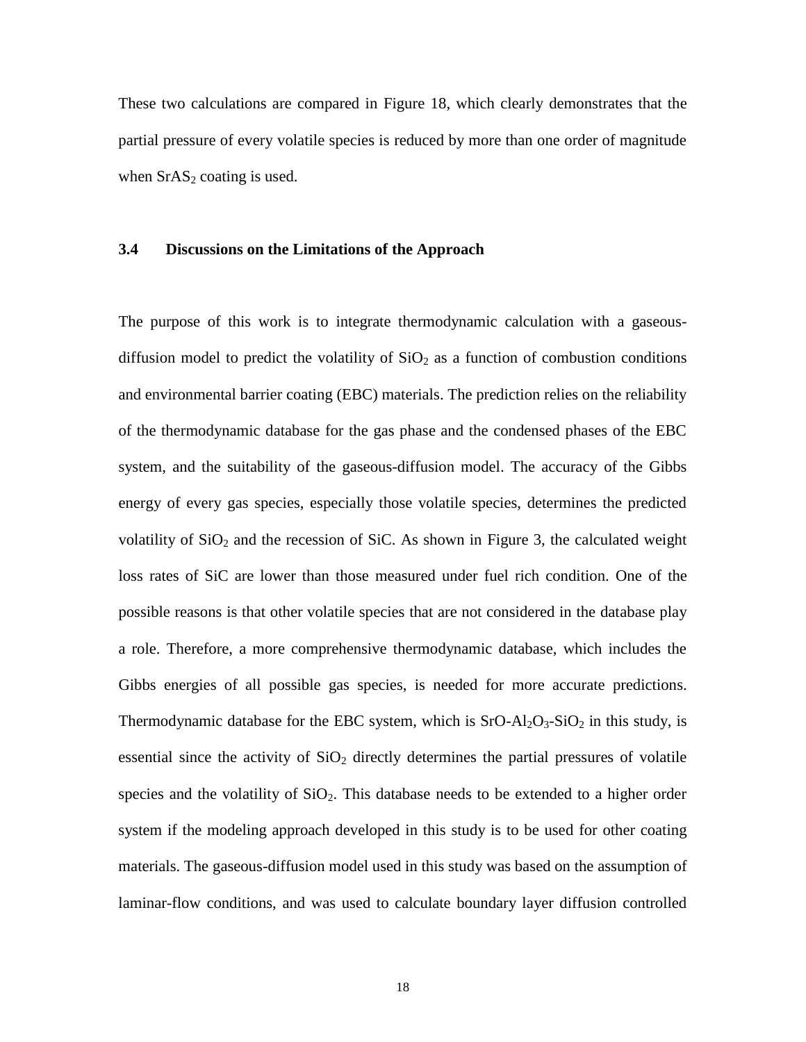These two calculations are compared in Figure 18, which clearly demonstrates that the partial pressure of every volatile species is reduced by more than one order of magnitude when $SrAS_2$ coating is used.

### 3.4 Discussions on the Limitations of the Approach

The purpose of this work is to integrate thermodynamic calculation with a gaseous-diffusion model to predict the volatility of $SiO_2$ as a function of combustion conditions and environmental barrier coating (EBC) materials. The prediction relies on the reliability of the thermodynamic database for the gas phase and the condensed phases of the EBC system, and the suitability of the gaseous-diffusion model. The accuracy of the Gibbs energy of every gas species, especially those volatile species, determines the predicted volatility of $SiO_2$ and the recession of SiC. As shown in Figure 3, the calculated weight loss rates of SiC are lower than those measured under fuel rich condition. One of the possible reasons is that other volatile species that are not considered in the database play a role. Therefore, a more comprehensive thermodynamic database, which includes the Gibbs energies of all possible gas species, is needed for more accurate predictions. Thermodynamic database for the EBC system, which is $SrO$-$Al_2O_3$-$SiO_2$ in this study, is essential since the activity of $SiO_2$ directly determines the partial pressures of volatile species and the volatility of $SiO_2$. This database needs to be extended to a higher order system if the modeling approach developed in this study is to be used for other coating materials. The gaseous-diffusion model used in this study was based on the assumption of laminar-flow conditions, and was used to calculate boundary layer diffusion controlled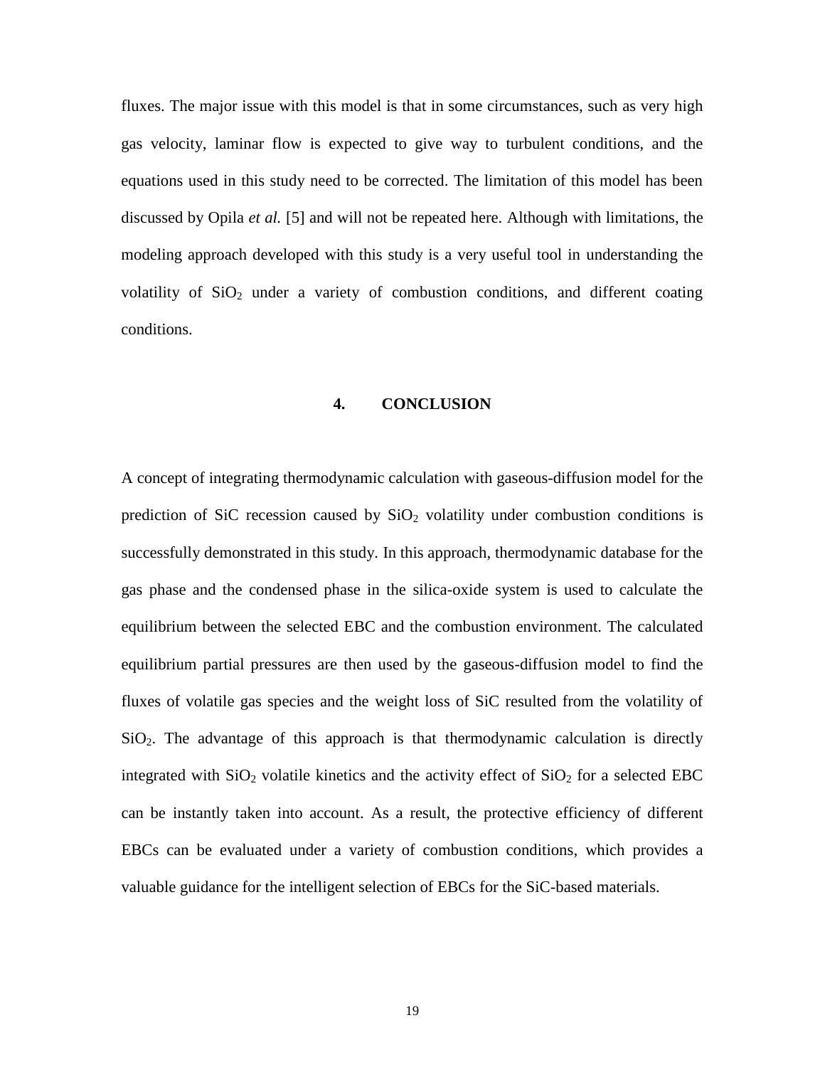fluxes. The major issue with this model is that in some circumstances, such as very high gas velocity, laminar flow is expected to give way to turbulent conditions, and the equations used in this study need to be corrected. The limitation of this model has been discussed by Opila *et al.* [5] and will not be repeated here. Although with limitations, the modeling approach developed with this study is a very useful tool in understanding the volatility of $SiO_2$ under a variety of combustion conditions, and different coating conditions.

## 4. CONCLUSION

A concept of integrating thermodynamic calculation with gaseous-diffusion model for the prediction of SiC recession caused by $SiO_2$ volatility under combustion conditions is successfully demonstrated in this study. In this approach, thermodynamic database for the gas phase and the condensed phase in the silica-oxide system is used to calculate the equilibrium between the selected EBC and the combustion environment. The calculated equilibrium partial pressures are then used by the gaseous-diffusion model to find the fluxes of volatile gas species and the weight loss of SiC resulted from the volatility of $SiO_2$. The advantage of this approach is that thermodynamic calculation is directly integrated with $SiO_2$ volatile kinetics and the activity effect of $SiO_2$ for a selected EBC can be instantly taken into account. As a result, the protective efficiency of different EBCs can be evaluated under a variety of combustion conditions, which provides a valuable guidance for the intelligent selection of EBCs for the SiC-based materials.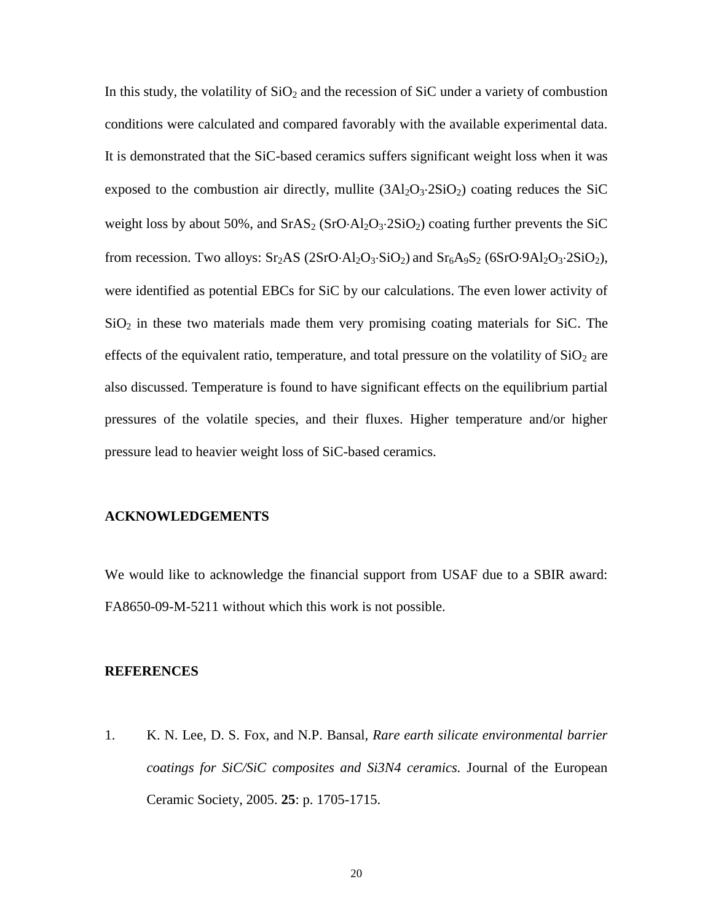In this study, the volatility of $SiO_2$ and the recession of SiC under a variety of combustion conditions were calculated and compared favorably with the available experimental data. It is demonstrated that the SiC-based ceramics suffers significant weight loss when it was exposed to the combustion air directly, mullite ($3Al_2O_3{\cdot}2SiO_2$) coating reduces the SiC weight loss by about 50%, and $SrAS_2$ ($SrO{\cdot}Al_2O_3{\cdot}2SiO_2$) coating further prevents the SiC from recession. Two alloys: $Sr_2AS$ ($2SrO{\cdot}Al_2O_3{\cdot}SiO_2$) and $Sr_6A_9S_2$ ($6SrO{\cdot}9Al_2O_3{\cdot}2SiO_2$), were identified as potential EBCs for SiC by our calculations. The even lower activity of $SiO_2$ in these two materials made them very promising coating materials for SiC. The effects of the equivalent ratio, temperature, and total pressure on the volatility of $SiO_2$ are also discussed. Temperature is found to have significant effects on the equilibrium partial pressures of the volatile species, and their fluxes. Higher temperature and/or higher pressure lead to heavier weight loss of SiC-based ceramics.

## ACKNOWLEDGEMENTS

We would like to acknowledge the financial support from USAF due to a SBIR award: FA8650-09-M-5211 without which this work is not possible.

## REFERENCES

1. K. N. Lee, D. S. Fox, and N.P. Bansal, *Rare earth silicate environmental barrier coatings for SiC/SiC composites and Si3N4 ceramics.* Journal of the European Ceramic Society, 2005. **25**: p. 1705-1715.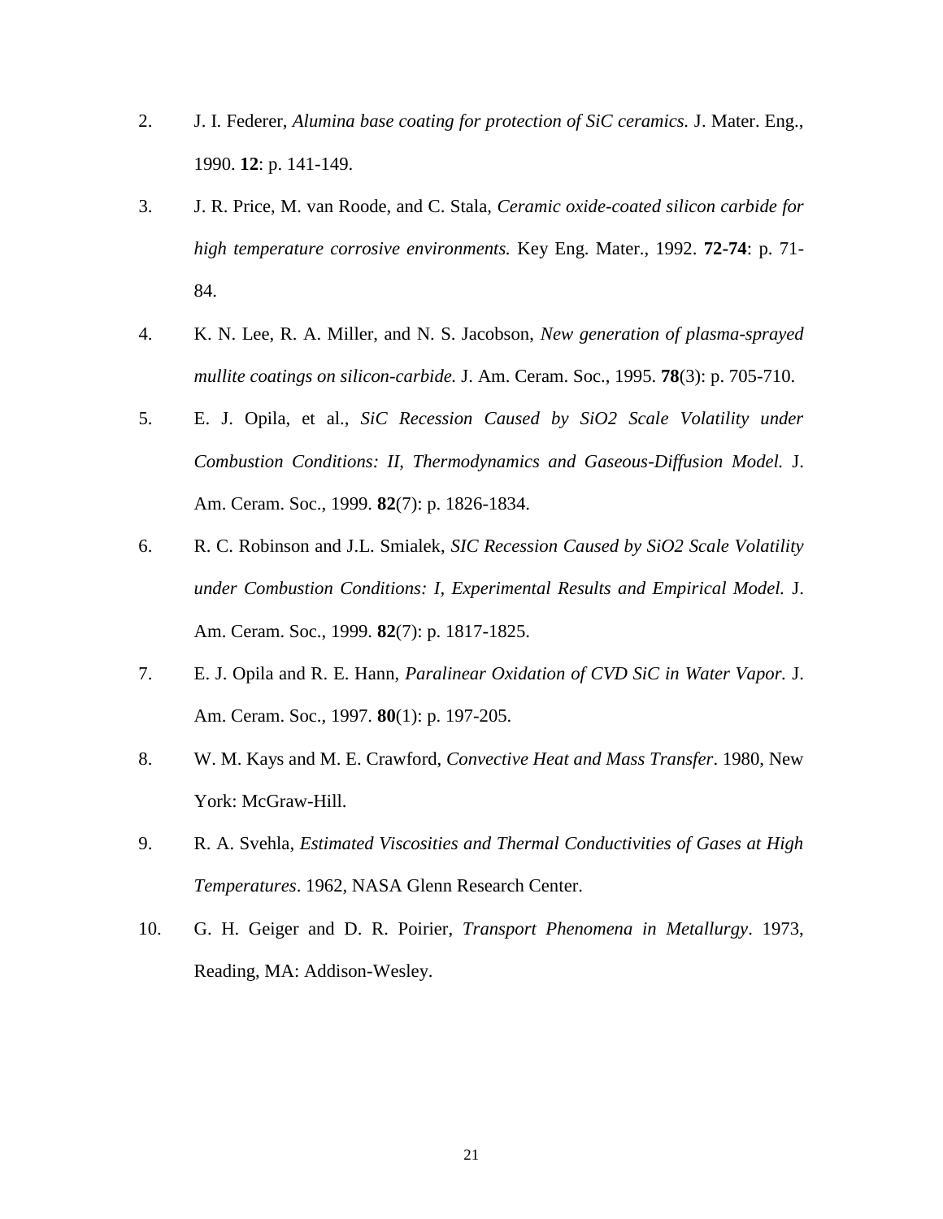2. J. I. Federer, *Alumina base coating for protection of SiC ceramics.* J. Mater. Eng., 1990. **12**: p. 141-149.
3. J. R. Price, M. van Roode, and C. Stala, *Ceramic oxide-coated silicon carbide for high temperature corrosive environments.* Key Eng. Mater., 1992. **72-74**: p. 71-84.
4. K. N. Lee, R. A. Miller, and N. S. Jacobson, *New generation of plasma-sprayed mullite coatings on silicon-carbide.* J. Am. Ceram. Soc., 1995. **78**(3): p. 705-710.
5. E. J. Opila, et al., *SiC Recession Caused by SiO2 Scale Volatility under Combustion Conditions: II, Thermodynamics and Gaseous-Diffusion Model.* J. Am. Ceram. Soc., 1999. **82**(7): p. 1826-1834.
6. R. C. Robinson and J.L. Smialek, *SIC Recession Caused by SiO2 Scale Volatility under Combustion Conditions: I, Experimental Results and Empirical Model.* J. Am. Ceram. Soc., 1999. **82**(7): p. 1817-1825.
7. E. J. Opila and R. E. Hann, *Paralinear Oxidation of CVD SiC in Water Vapor.* J. Am. Ceram. Soc., 1997. **80**(1): p. 197-205.
8. W. M. Kays and M. E. Crawford, *Convective Heat and Mass Transfer*. 1980, New York: McGraw-Hill.
9. R. A. Svehla, *Estimated Viscosities and Thermal Conductivities of Gases at High Temperatures*. 1962, NASA Glenn Research Center.
10. G. H. Geiger and D. R. Poirier, *Transport Phenomena in Metallurgy*. 1973, Reading, MA: Addison-Wesley.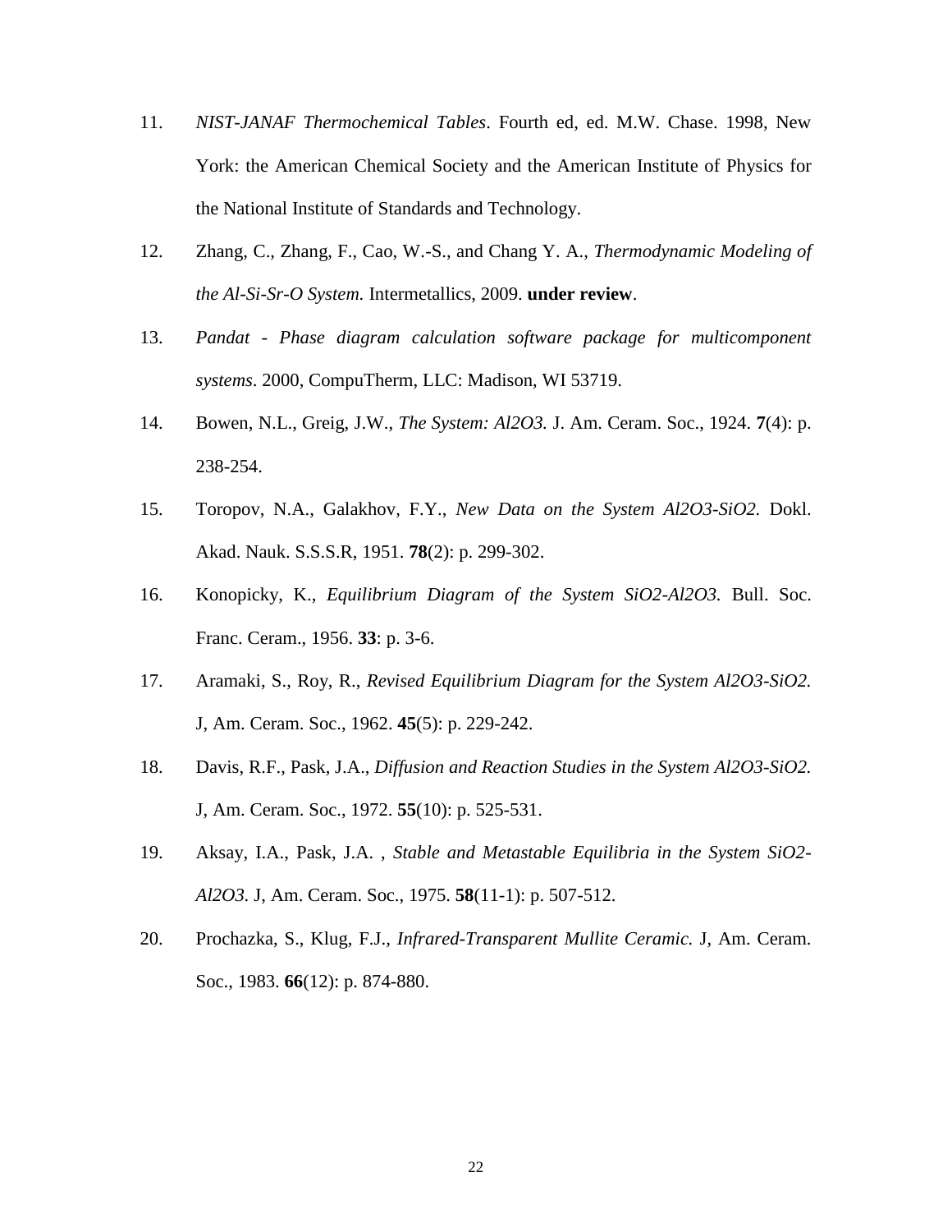11. *NIST-JANAF Thermochemical Tables*. Fourth ed, ed. M.W. Chase. 1998, New York: the American Chemical Society and the American Institute of Physics for the National Institute of Standards and Technology.

12. Zhang, C., Zhang, F., Cao, W.-S., and Chang Y. A., *Thermodynamic Modeling of the Al-Si-Sr-O System.* Intermetallics, 2009. **under review**.

13. *Pandat - Phase diagram calculation software package for multicomponent systems*. 2000, CompuTherm, LLC: Madison, WI 53719.

14. Bowen, N.L., Greig, J.W., *The System: Al2O3.* J. Am. Ceram. Soc., 1924. **7**(4): p. 238-254.

15. Toropov, N.A., Galakhov, F.Y., *New Data on the System Al2O3-SiO2.* Dokl. Akad. Nauk. S.S.S.R, 1951. **78**(2): p. 299-302.

16. Konopicky, K., *Equilibrium Diagram of the System SiO2-Al2O3.* Bull. Soc. Franc. Ceram., 1956. **33**: p. 3-6.

17. Aramaki, S., Roy, R., *Revised Equilibrium Diagram for the System Al2O3-SiO2.* J, Am. Ceram. Soc., 1962. **45**(5): p. 229-242.

18. Davis, R.F., Pask, J.A., *Diffusion and Reaction Studies in the System Al2O3-SiO2.* J, Am. Ceram. Soc., 1972. **55**(10): p. 525-531.

19. Aksay, I.A., Pask, J.A. , *Stable and Metastable Equilibria in the System SiO2-Al2O3.* J, Am. Ceram. Soc., 1975. **58**(11-1): p. 507-512.

20. Prochazka, S., Klug, F.J., *Infrared-Transparent Mullite Ceramic.* J, Am. Ceram. Soc., 1983. **66**(12): p. 874-880.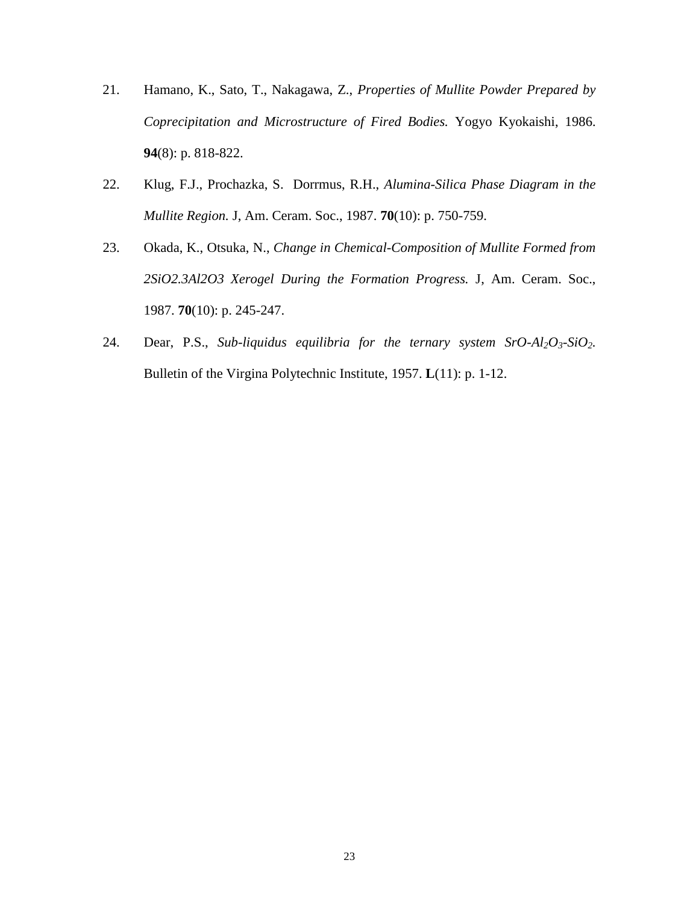21. Hamano, K., Sato, T., Nakagawa, Z., *Properties of Mullite Powder Prepared by Coprecipitation and Microstructure of Fired Bodies.* Yogyo Kyokaishi, 1986. **94**(8): p. 818-822.

22. Klug, F.J., Prochazka, S. Dorrmus, R.H., *Alumina-Silica Phase Diagram in the Mullite Region.* J, Am. Ceram. Soc., 1987. **70**(10): p. 750-759.

23. Okada, K., Otsuka, N., *Change in Chemical-Composition of Mullite Formed from 2SiO2.3Al2O3 Xerogel During the Formation Progress.* J, Am. Ceram. Soc., 1987. **70**(10): p. 245-247.

24. Dear, P.S., *Sub-liquidus equilibria for the ternary system SrO-$Al_2O_3$-$SiO_2$.* Bulletin of the Virgina Polytechnic Institute, 1957. **L**(11): p. 1-12.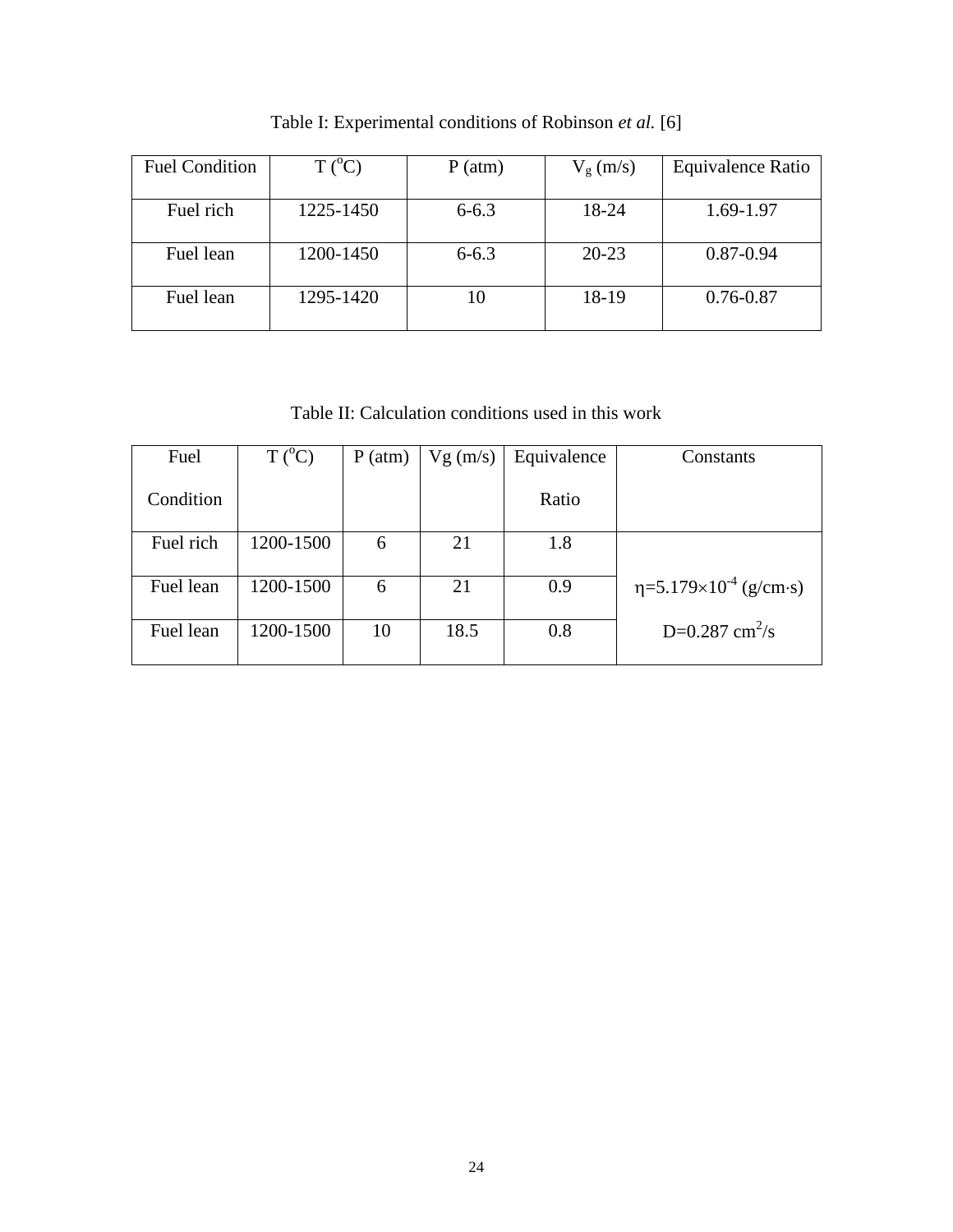Table I: Experimental conditions of Robinson *et al.* [6]

| Fuel Condition | T ($^{o}$C) | P (atm) | $V_g$ (m/s) | Equivalence Ratio |
|---|---|---|---|---|
| Fuel rich | 1225-1450 | 6-6.3 | 18-24 | 1.69-1.97 |
| Fuel lean | 1200-1450 | 6-6.3 | 20-23 | 0.87-0.94 |
| Fuel lean | 1295-1420 | 10 | 18-19 | 0.76-0.87 |

Table II: Calculation conditions used in this work

| Fuel Condition | T ($^{o}$C) | P (atm) | Vg (m/s) | Equivalence Ratio | Constants |
|---|---|---|---|---|---|
| Fuel rich | 1200-1500 | 6 | 21 | 1.8 | |
| Fuel lean | 1200-1500 | 6 | 21 | 0.9 | $\eta$=5.179$\times$10$^{-4}$ (g/cm·s) |
| Fuel lean | 1200-1500 | 10 | 18.5 | 0.8 | D=0.287 cm$^2$/s |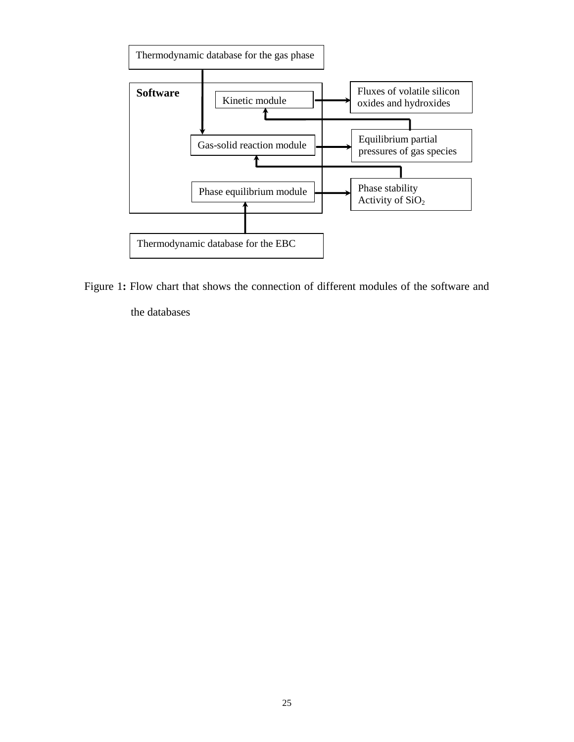Thermodynamic database for the gas phase

Software

Kinetic module

Gas-solid reaction module

Phase equilibrium module

Fluxes of volatile silicon oxides and hydroxides

Equilibrium partial pressures of gas species

Phase stability
Activity of $SiO_2$

Thermodynamic database for the EBC

Figure 1: Flow chart that shows the connection of different modules of the software and the databases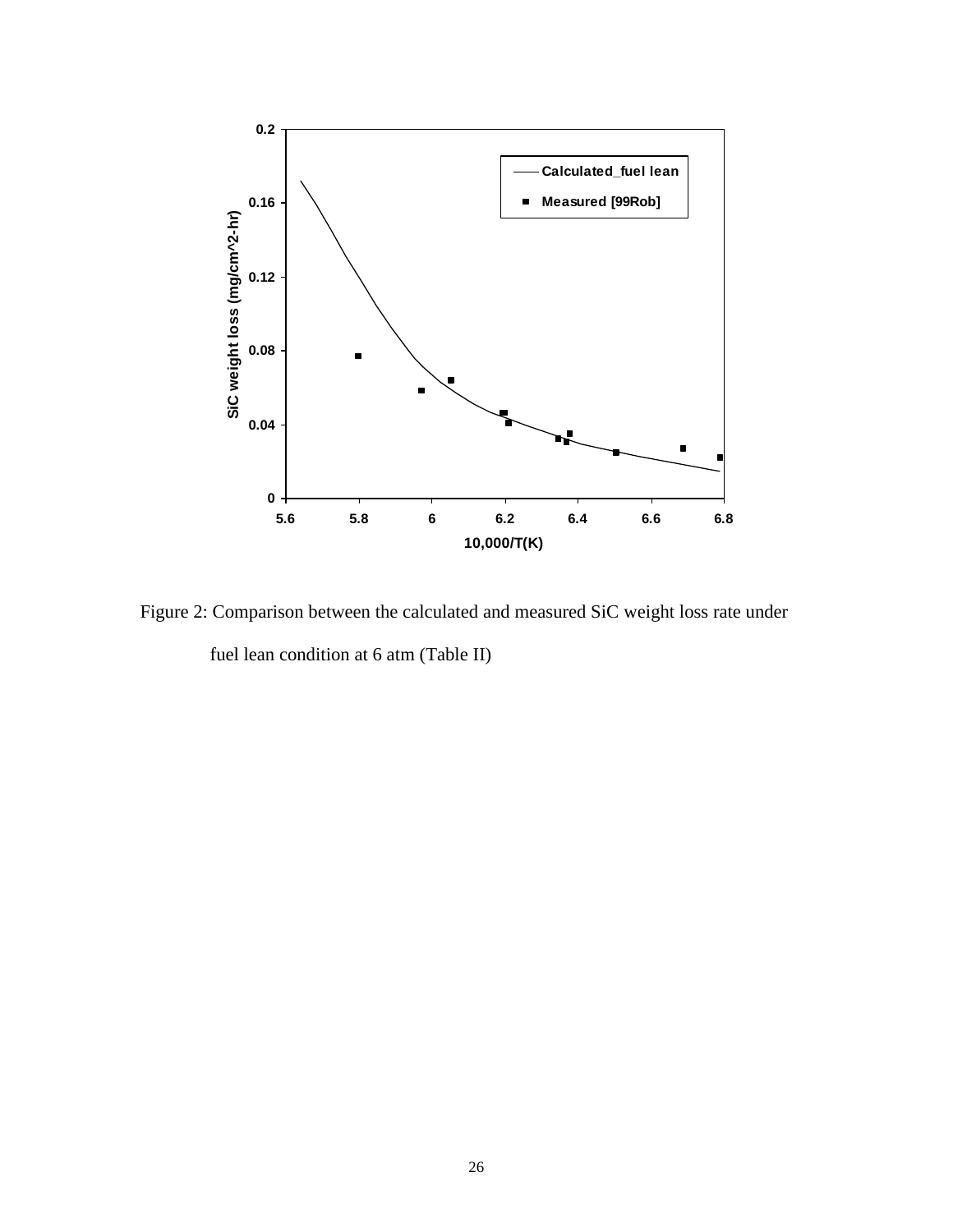0.2

Calculated_fuel lean

Measured [99Rob]

0.16

0.12

0.08

0.04

0

SiC weight loss (mg/cm^2-hr)

5.6

5.8

6

6.2

6.4

6.6

6.8

10,000/T(K)

Figure 2: Comparison between the calculated and measured SiC weight loss rate under fuel lean condition at 6 atm (Table II)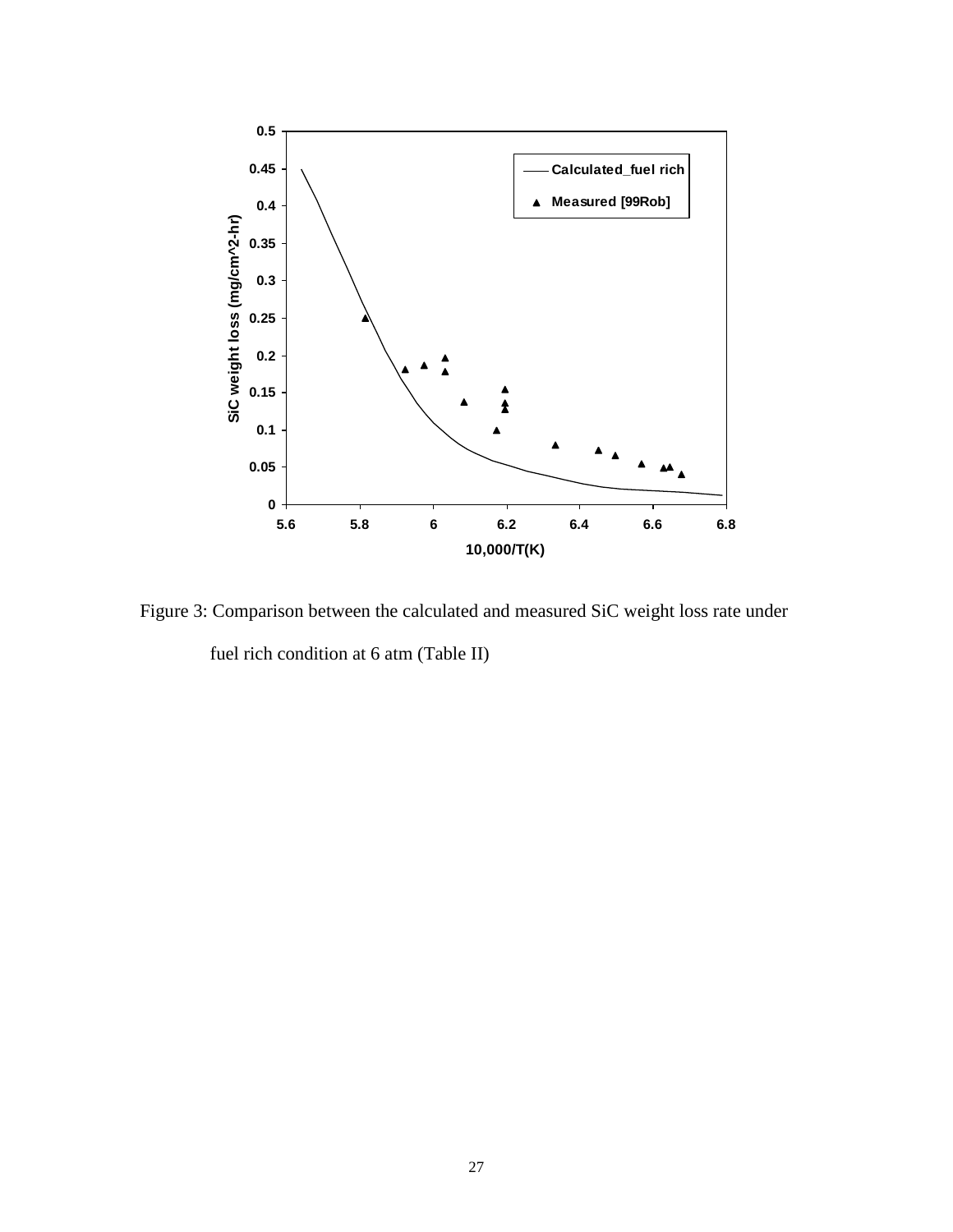0.5

0.45

0.4

0.35

0.3

0.25

0.2

0.15

0.1

0.05

0

SiC weight loss (mg/cm^2-hr)

5.6

5.8

6

6.2

6.4

6.6

6.8

10,000/T(K)

Calculated_fuel rich

Measured [99Rob]

Figure 3: Comparison between the calculated and measured SiC weight loss rate under fuel rich condition at 6 atm (Table II)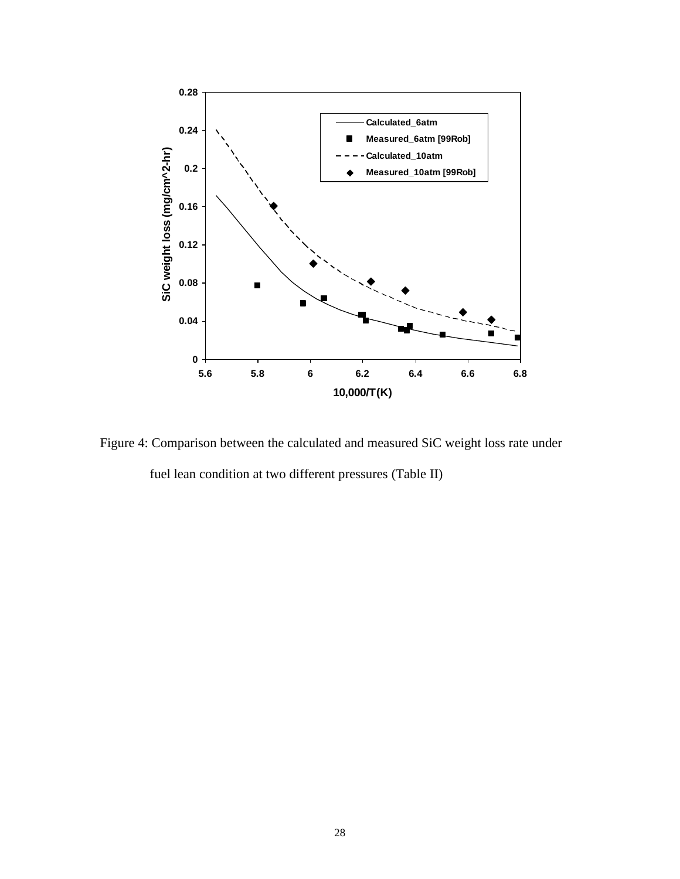Figure 4: Comparison between the calculated and measured SiC weight loss rate under fuel lean condition at two different pressures (Table II)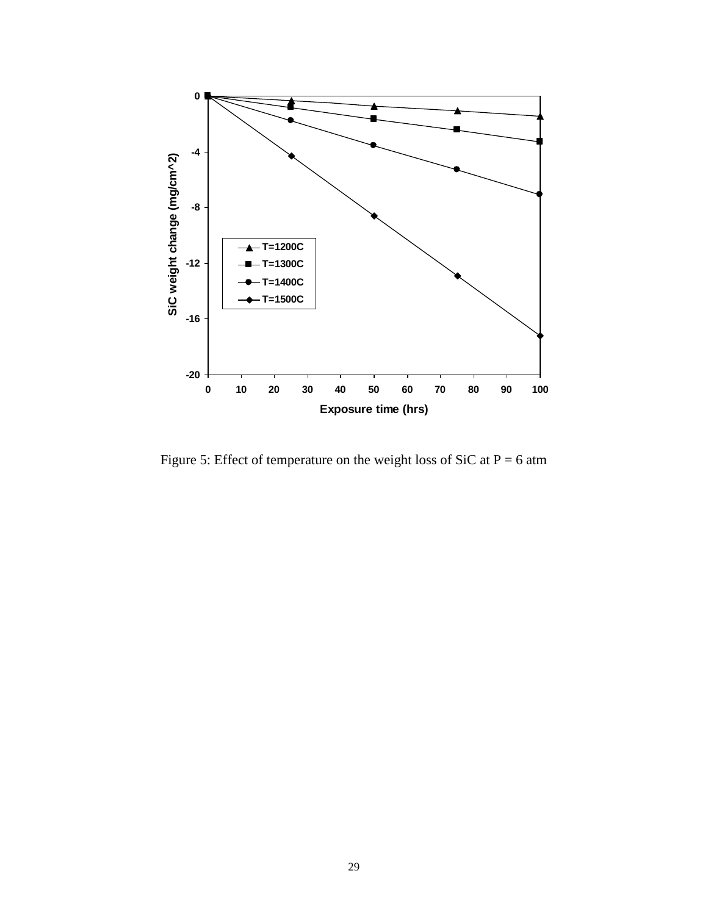0

-4

-8

-12

-16

-20

SiC weight change (mg/cm^2)

0 10 20 30 40 50 60 70 80 90 100

Exposure time (hrs)

T=1200C

T=1300C

T=1400C

T=1500C

Figure 5: Effect of temperature on the weight loss of SiC at P = 6 atm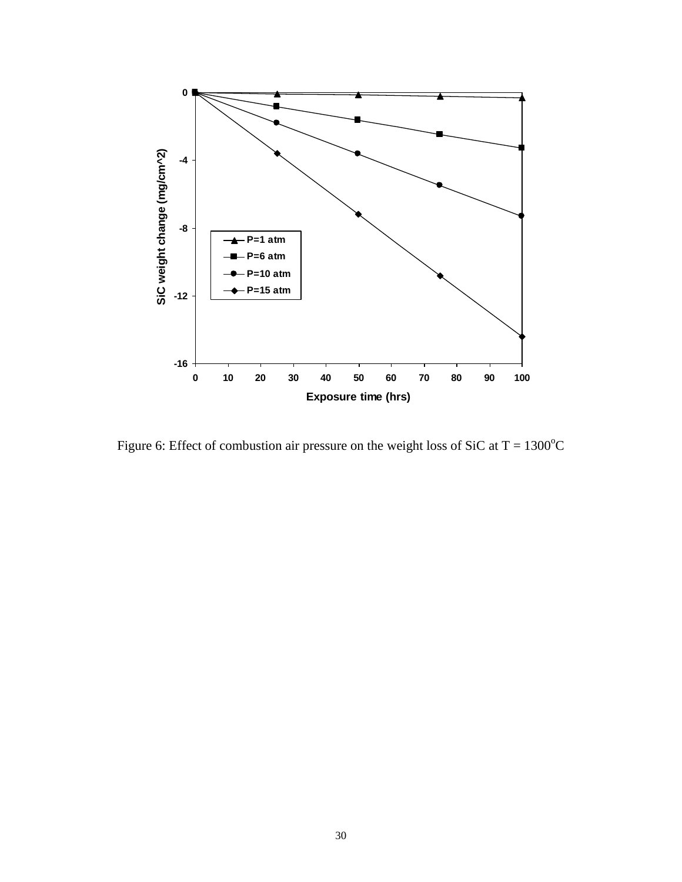0

-4

-8

-12

-16

SiC weight change (mg/cm^2)

0 10 20 30 40 50 60 70 80 90 100

Exposure time (hrs)

P=1 atm

P=6 atm

P=10 atm

P=15 atm

Figure 6: Effect of combustion air pressure on the weight loss of SiC at T = 1300$^{o}$C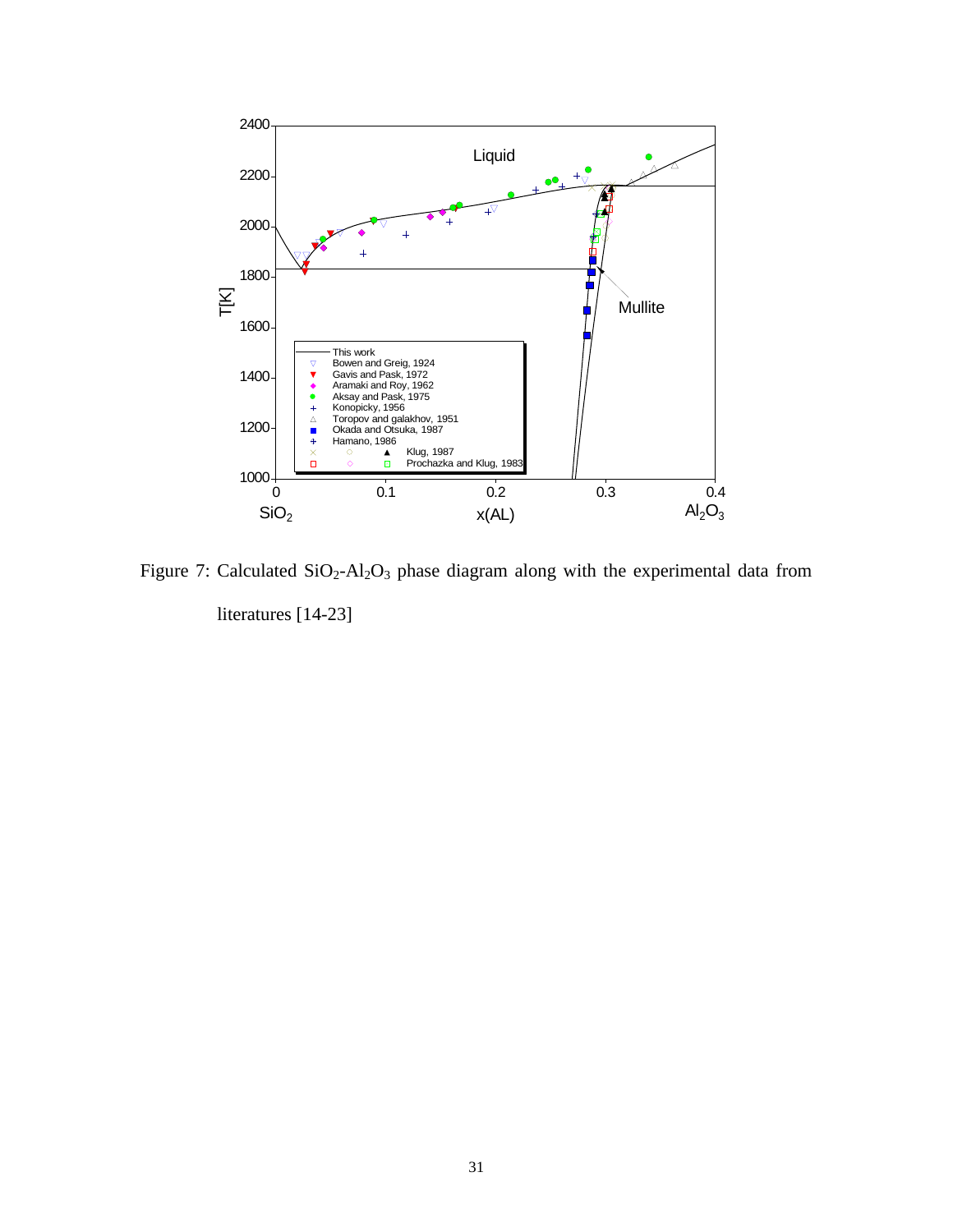Figure 7: Calculated $SiO_2$-$Al_2O_3$ phase diagram along with the experimental data from literatures [14-23]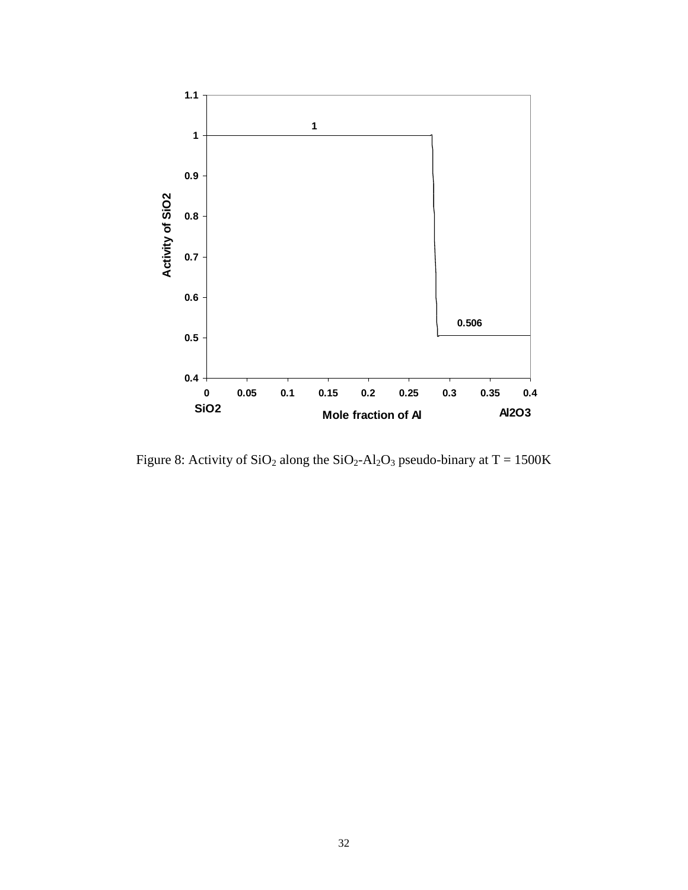Figure 8: Activity of $SiO_2$ along the $SiO_2$-$Al_2O_3$ pseudo-binary at T = 1500K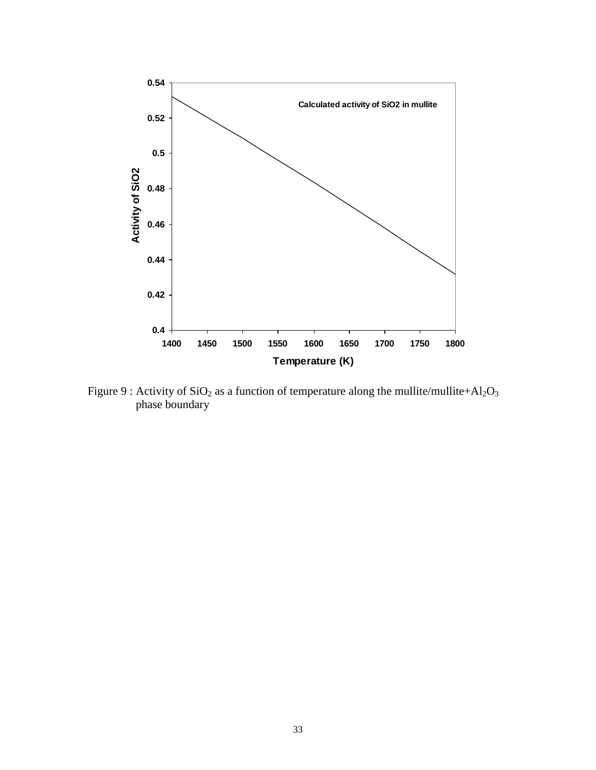Calculated activity of SiO2 in mullite

Activity of SiO2

0.54
0.52
0.5
0.48
0.46
0.44
0.42
0.4

1400
1450
1500
1550
1600
1650
1700
1750
1800

Temperature (K)

Figure 9 : Activity of $SiO_2$ as a function of temperature along the mullite/mullite+$Al_2O_3$ phase boundary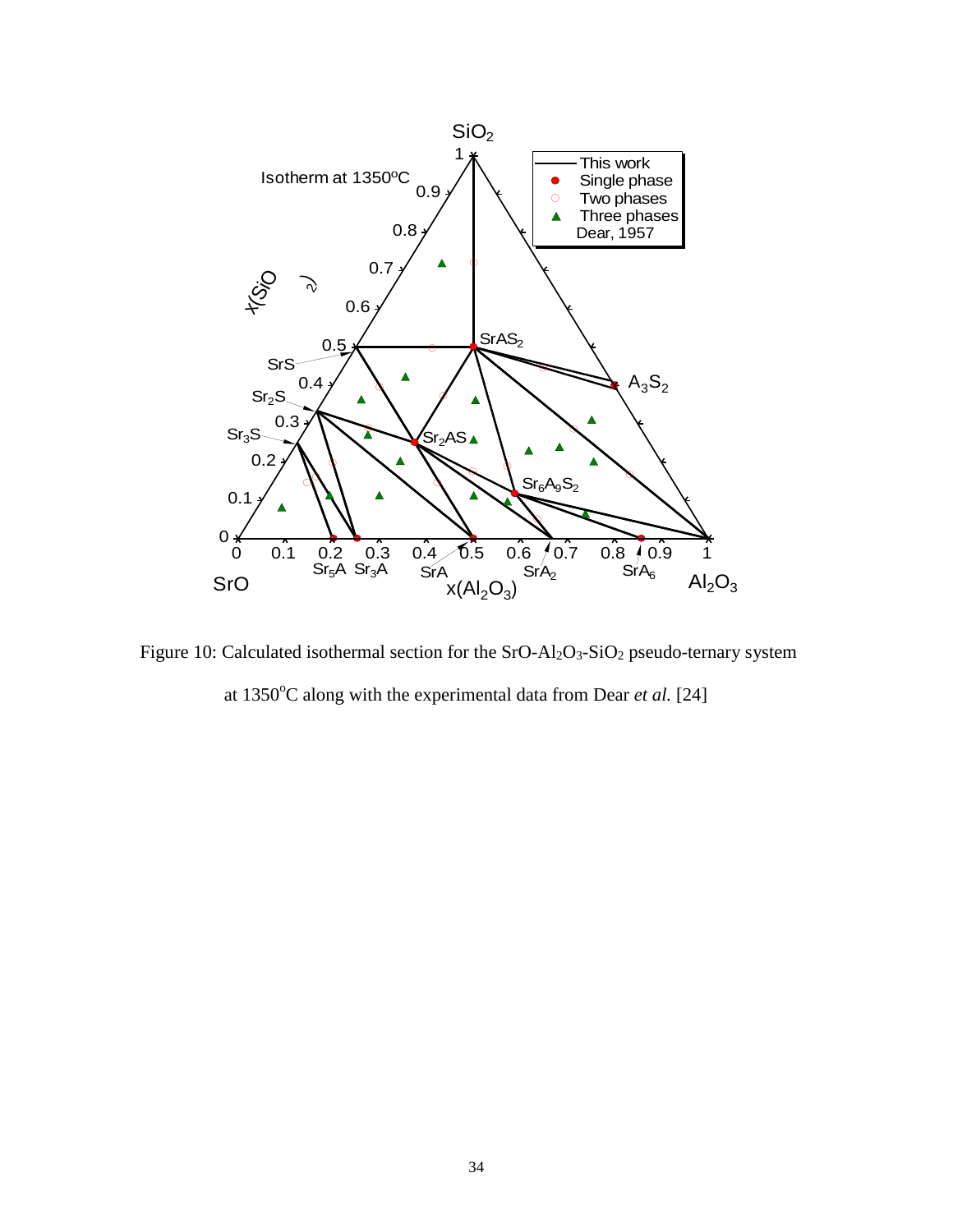SiO$_2$

Isotherm at 1350°C

This work
Single phase
Two phases
Three phases
Dear, 1957

x(SiO$_2$)

1
0.9
0.8
0.7
0.6
0.5
0.4
0.3
0.2
0.1
0

SrAS$_2$

A$_3$S$_2$

SrS

Sr$_2$S

Sr$_3$S

Sr$_2$AS

Sr$_6$A$_9$S$_2$

0
0.1
0.2
0.3
0.4
0.5
0.6
0.7
0.8
0.9
1

Sr$_5$A
Sr$_3$A
SrA
SrA$_2$
SrA$_6$

SrO

x(Al$_2$O$_3$)

Al$_2$O$_3$

Figure 10: Calculated isothermal section for the SrO-Al$_2$O$_3$-SiO$_2$ pseudo-ternary system at 1350°C along with the experimental data from Dear *et al.* [24]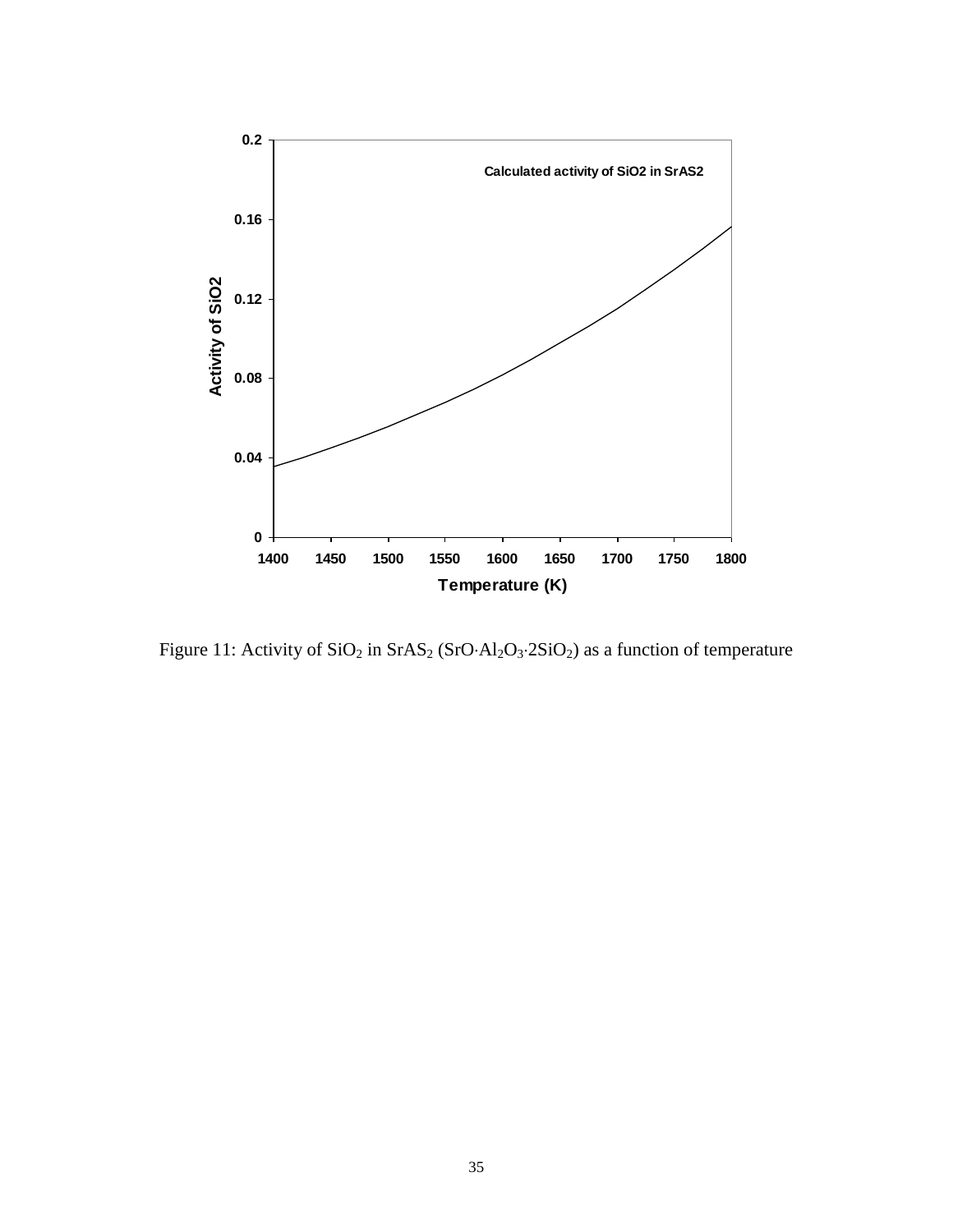Calculated activity of SiO2 in SrAS2

Activity of SiO2

0.2

0.16

0.12

0.08

0.04

0

1400 1450 1500 1550 1600 1650 1700 1750 1800

Temperature (K)

Figure 11: Activity of $SiO_2$ in $SrAS_2$ ($SrO{\cdot}Al_2O_3{\cdot}2SiO_2$) as a function of temperature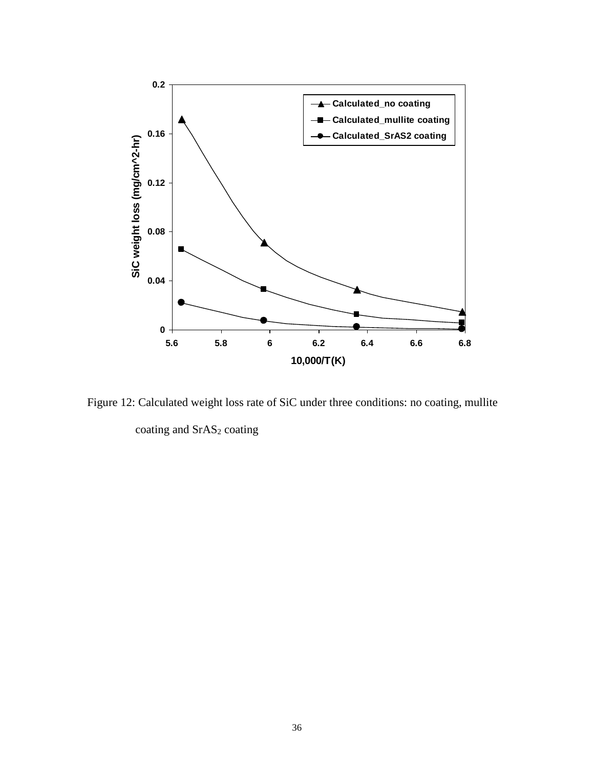0.2
0.16
0.12
0.08
0.04
0
5.6
5.8
6
6.2
6.4
6.6
6.8

SiC weight loss (mg/cm^2-hr)

10,000/T(K)

Calculated_no coating
Calculated_mullite coating
Calculated_SrAS2 coating

Figure 12: Calculated weight loss rate of SiC under three conditions: no coating, mullite coating and $SrAS_2$ coating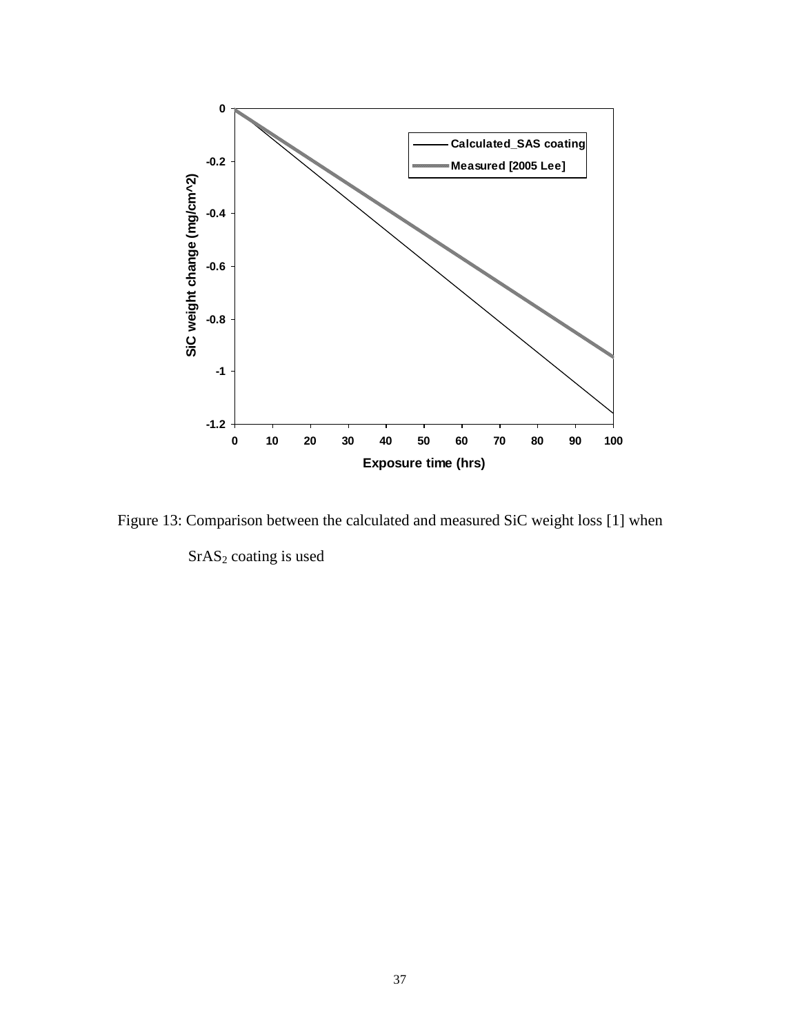0

-0.2

-0.4

-0.6

-0.8

-1

-1.2

0 10 20 30 40 50 60 70 80 90 100

Exposure time (hrs)

SiC weight change (mg/cm^2)

Calculated_SAS coating

Measured [2005 Lee]

Figure 13: Comparison between the calculated and measured SiC weight loss [1] when $SrAS_2$ coating is used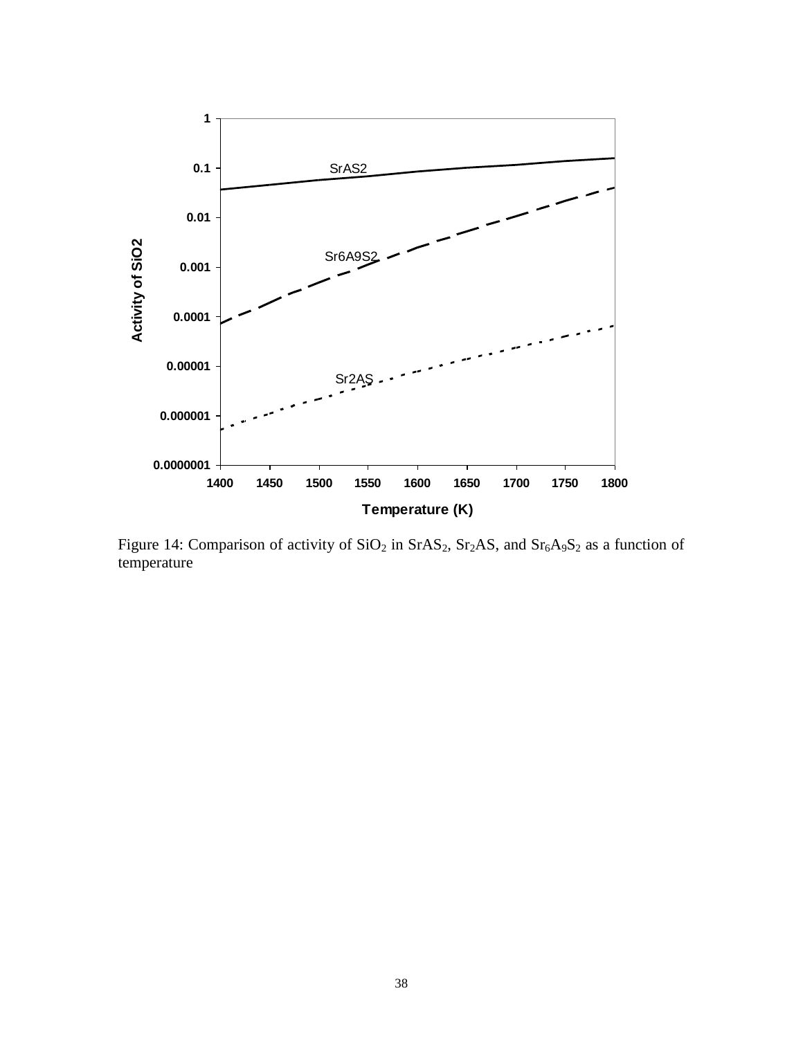1

0.1

0.01

0.001

0.0001

0.00001

0.000001

0.0000001

Activity of SiO2

SrAS2

Sr6A9S2

Sr2AS

1400 1450 1500 1550 1600 1650 1700 1750 1800

Temperature (K)

Figure 14: Comparison of activity of $SiO_2$ in $SrAS_2$, $Sr_2AS$, and $Sr_6A_9S_2$ as a function of temperature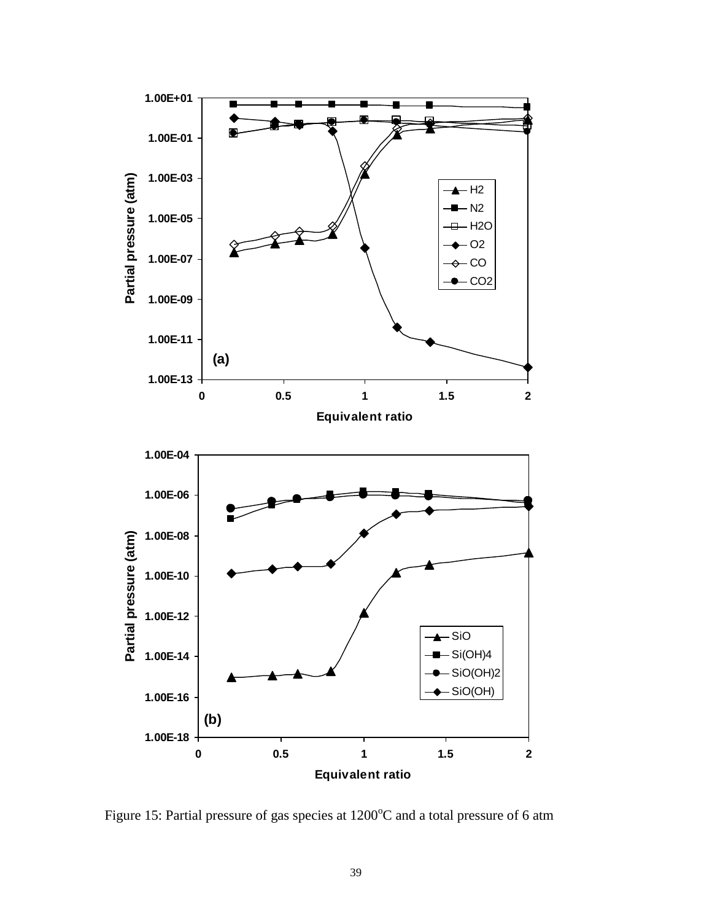1.00E+01

1.00E-01

1.00E-03

1.00E-05

1.00E-07

1.00E-09

1.00E-11

1.00E-13

Partial pressure (atm)

0

0.5

1

1.5

2

Equivalent ratio

(a)

H2

N2

H2O

O2

CO

CO2

1.00E-04

1.00E-06

1.00E-08

1.00E-10

1.00E-12

1.00E-14

1.00E-16

1.00E-18

Partial pressure (atm)

0

0.5

1

1.5

2

Equivalent ratio

(b)

SiO

Si(OH)4

SiO(OH)2

SiO(OH)

Figure 15: Partial pressure of gas species at 1200$^{o}$C and a total pressure of 6 atm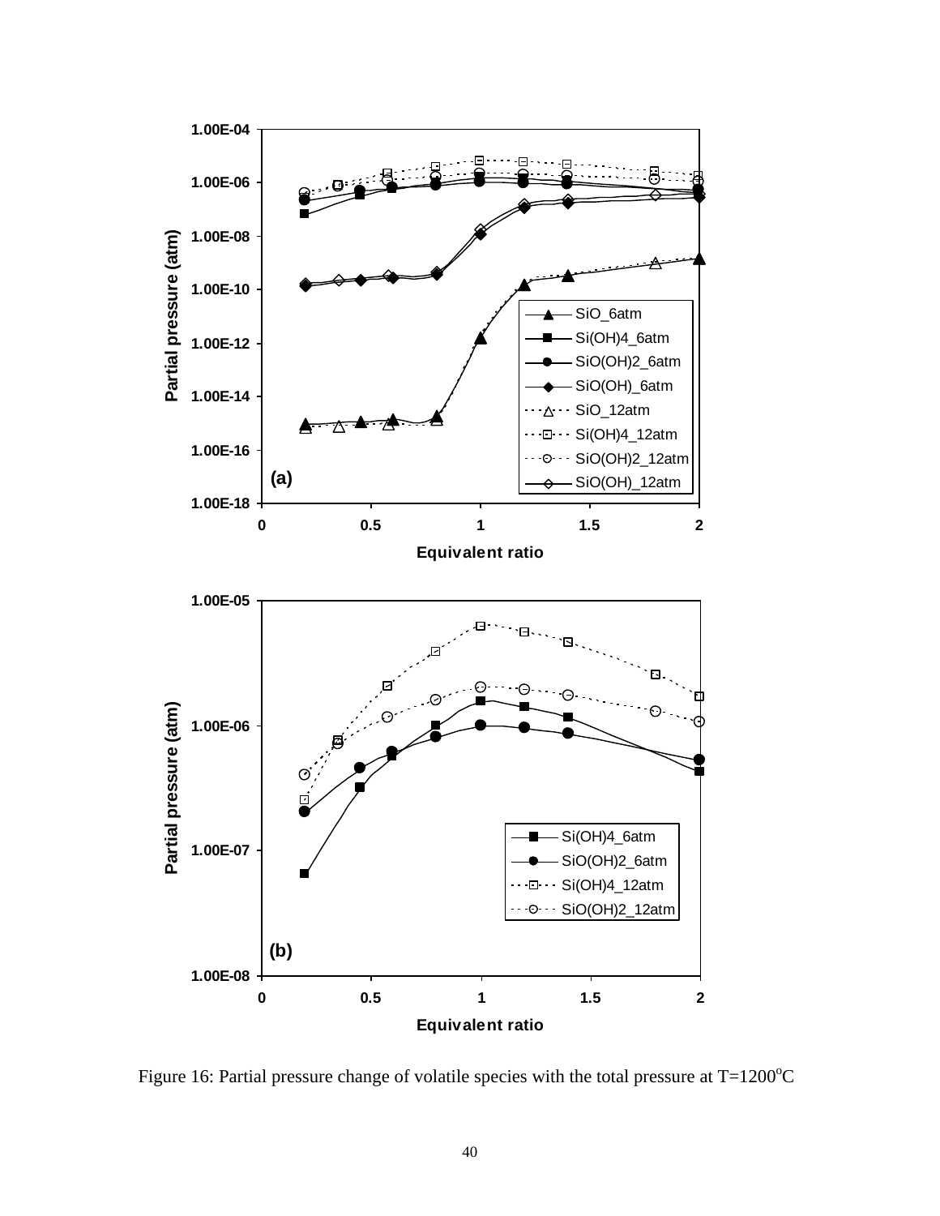1.00E-04
1.00E-06
1.00E-08
1.00E-10
1.00E-12
1.00E-14
1.00E-16
1.00E-18

Partial pressure (atm)

(a)

0
0.5
1
1.5
2

Equivalent ratio

SiO_6atm
Si(OH)4_6atm
SiO(OH)2_6atm
SiO(OH)_6atm
SiO_12atm
Si(OH)4_12atm
SiO(OH)2_12atm
SiO(OH)_12atm

1.00E-05
1.00E-06
1.00E-07
1.00E-08

Partial pressure (atm)

(b)

0
0.5
1
1.5
2

Equivalent ratio

Si(OH)4_6atm
SiO(OH)2_6atm
Si(OH)4_12atm
SiO(OH)2_12atm

Figure 16: Partial pressure change of volatile species with the total pressure at T=1200$^{o}$C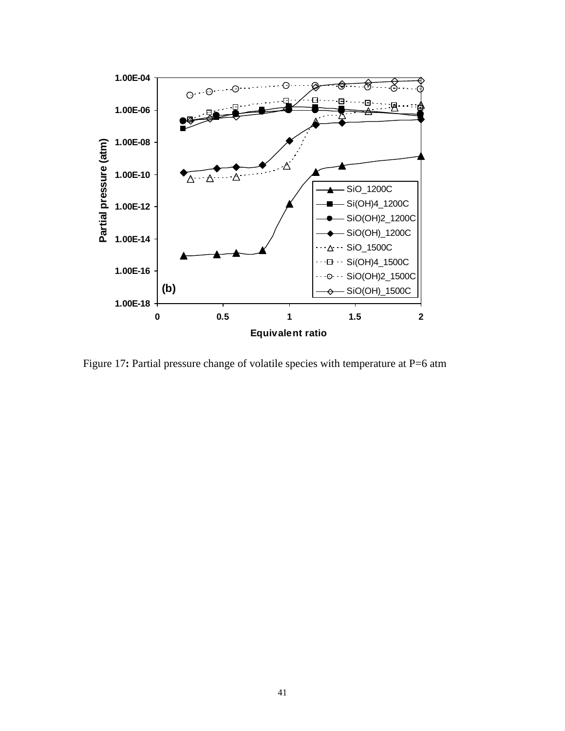1.00E-04
1.00E-06
1.00E-08
1.00E-10
1.00E-12
1.00E-14
1.00E-16
1.00E-18

Partial pressure (atm)

0
0.5
1
1.5
2

Equivalent ratio

(b)

SiO_1200C
Si(OH)4_1200C
SiO(OH)2_1200C
SiO(OH)_1200C
SiO_1500C
Si(OH)4_1500C
SiO(OH)2_1500C
SiO(OH)_1500C

Figure 17**:** Partial pressure change of volatile species with temperature at P=6 atm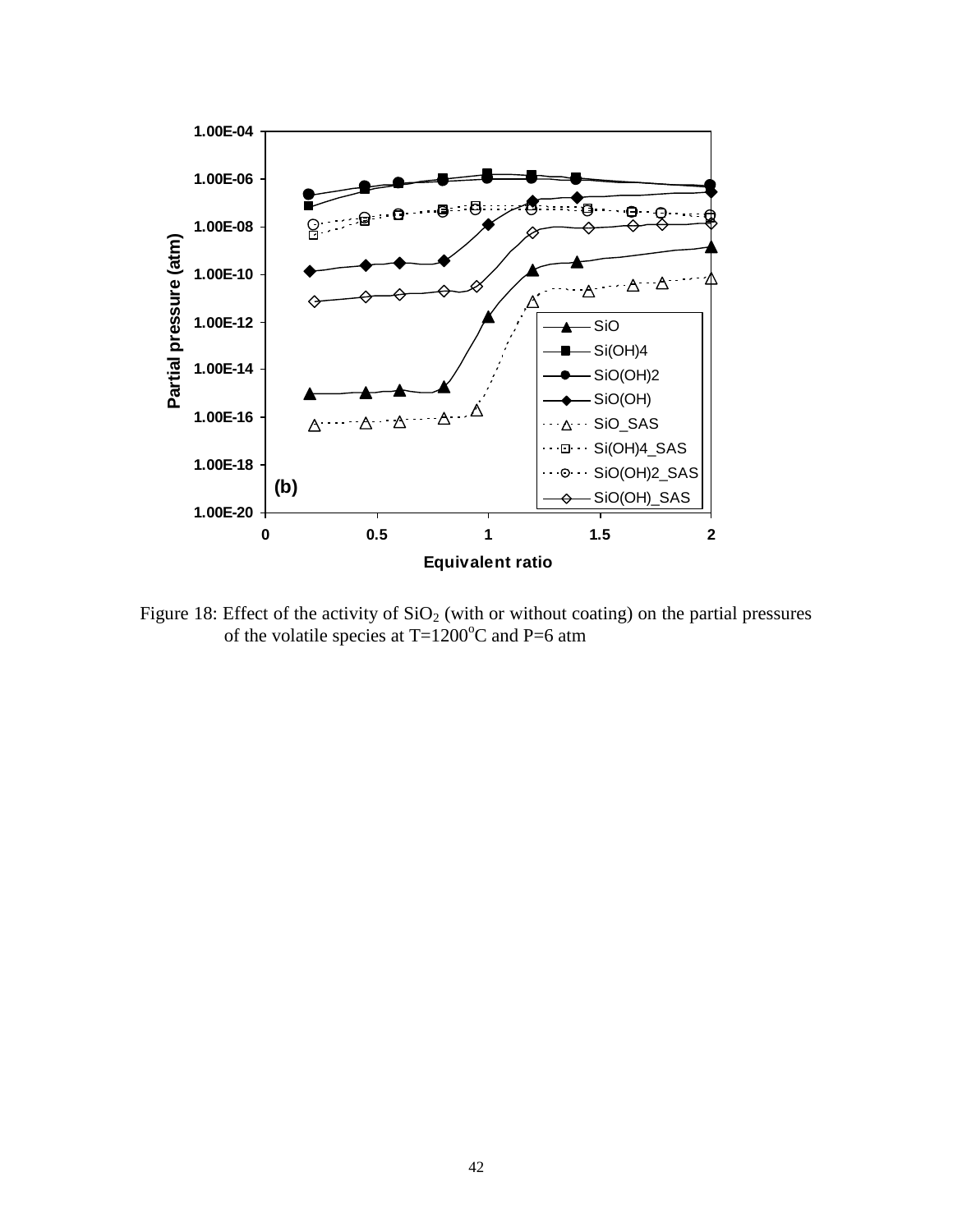1.00E-04
1.00E-06
1.00E-08
1.00E-10
1.00E-12
1.00E-14
1.00E-16
1.00E-18
1.00E-20

Partial pressure (atm)

0
0.5
1
1.5
2

Equivalent ratio

(b)

SiO
Si(OH)4
SiO(OH)2
SiO(OH)
SiO_SAS
Si(OH)4_SAS
SiO(OH)2_SAS
SiO(OH)_SAS

Figure 18: Effect of the activity of $SiO_2$ (with or without coating) on the partial pressures of the volatile species at $T=1200^oC$ and P=6 atm